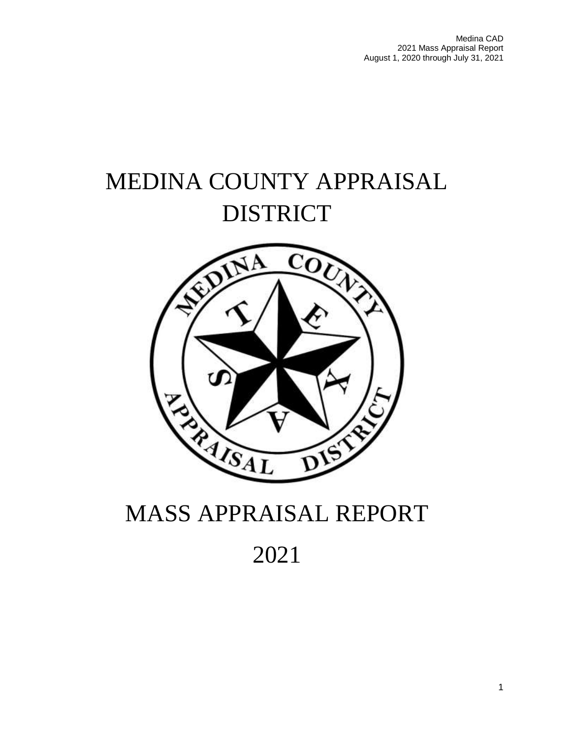# MEDINA COUNTY APPRAISAL DISTRICT

# MASS APPRAISAL REPORT

# 2021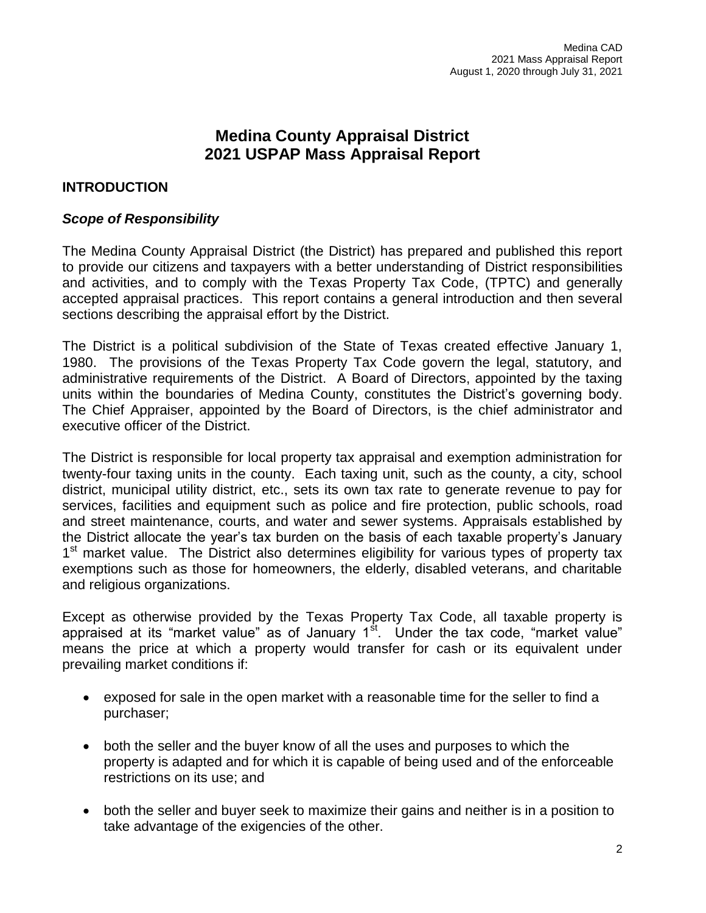# Medina County Appraisal District
# 2021 USPAP Mass Appraisal Report

## INTRODUCTION

### *Scope of Responsibility*

The Medina County Appraisal District (the District) has prepared and published this report to provide our citizens and taxpayers with a better understanding of District responsibilities and activities, and to comply with the Texas Property Tax Code, (TPTC) and generally accepted appraisal practices. This report contains a general introduction and then several sections describing the appraisal effort by the District.

The District is a political subdivision of the State of Texas created effective January 1, 1980. The provisions of the Texas Property Tax Code govern the legal, statutory, and administrative requirements of the District. A Board of Directors, appointed by the taxing units within the boundaries of Medina County, constitutes the District's governing body. The Chief Appraiser, appointed by the Board of Directors, is the chief administrator and executive officer of the District.

The District is responsible for local property tax appraisal and exemption administration for twenty-four taxing units in the county. Each taxing unit, such as the county, a city, school district, municipal utility district, etc., sets its own tax rate to generate revenue to pay for services, facilities and equipment such as police and fire protection, public schools, road and street maintenance, courts, and water and sewer systems. Appraisals established by the District allocate the year's tax burden on the basis of each taxable property's January 1st market value. The District also determines eligibility for various types of property tax exemptions such as those for homeowners, the elderly, disabled veterans, and charitable and religious organizations.

Except as otherwise provided by the Texas Property Tax Code, all taxable property is appraised at its "market value" as of January 1st. Under the tax code, "market value" means the price at which a property would transfer for cash or its equivalent under prevailing market conditions if:

- exposed for sale in the open market with a reasonable time for the seller to find a purchaser;
- both the seller and the buyer know of all the uses and purposes to which the property is adapted and for which it is capable of being used and of the enforceable restrictions on its use; and
- both the seller and buyer seek to maximize their gains and neither is in a position to take advantage of the exigencies of the other.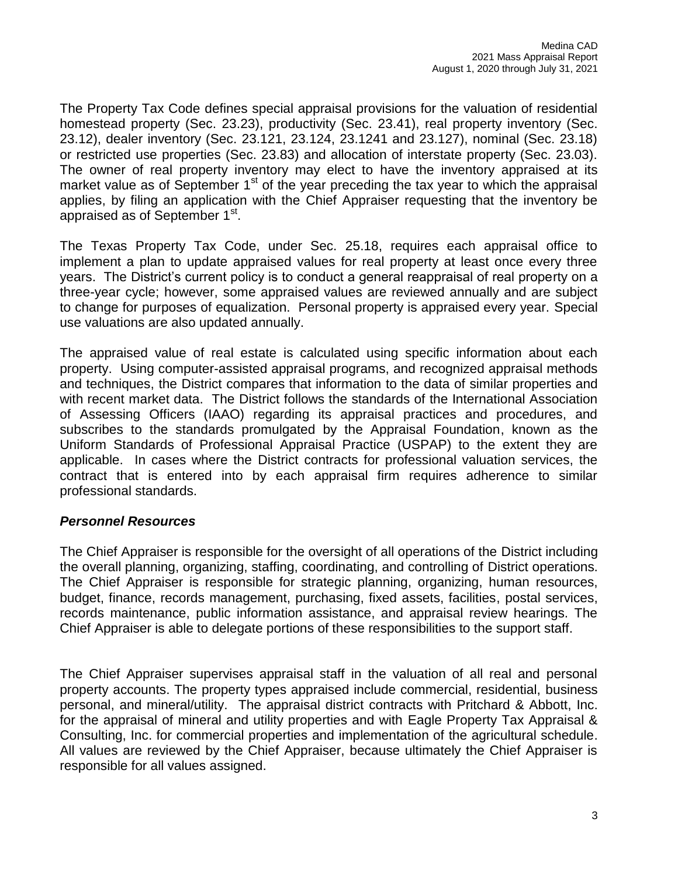The Property Tax Code defines special appraisal provisions for the valuation of residential homestead property (Sec. 23.23), productivity (Sec. 23.41), real property inventory (Sec. 23.12), dealer inventory (Sec. 23.121, 23.124, 23.1241 and 23.127), nominal (Sec. 23.18) or restricted use properties (Sec. 23.83) and allocation of interstate property (Sec. 23.03). The owner of real property inventory may elect to have the inventory appraised at its market value as of September 1st of the year preceding the tax year to which the appraisal applies, by filing an application with the Chief Appraiser requesting that the inventory be appraised as of September 1st.

The Texas Property Tax Code, under Sec. 25.18, requires each appraisal office to implement a plan to update appraised values for real property at least once every three years. The District's current policy is to conduct a general reappraisal of real property on a three-year cycle; however, some appraised values are reviewed annually and are subject to change for purposes of equalization. Personal property is appraised every year. Special use valuations are also updated annually.

The appraised value of real estate is calculated using specific information about each property. Using computer-assisted appraisal programs, and recognized appraisal methods and techniques, the District compares that information to the data of similar properties and with recent market data. The District follows the standards of the International Association of Assessing Officers (IAAO) regarding its appraisal practices and procedures, and subscribes to the standards promulgated by the Appraisal Foundation, known as the Uniform Standards of Professional Appraisal Practice (USPAP) to the extent they are applicable. In cases where the District contracts for professional valuation services, the contract that is entered into by each appraisal firm requires adherence to similar professional standards.

### *Personnel Resources*

The Chief Appraiser is responsible for the oversight of all operations of the District including the overall planning, organizing, staffing, coordinating, and controlling of District operations. The Chief Appraiser is responsible for strategic planning, organizing, human resources, budget, finance, records management, purchasing, fixed assets, facilities, postal services, records maintenance, public information assistance, and appraisal review hearings. The Chief Appraiser is able to delegate portions of these responsibilities to the support staff.

The Chief Appraiser supervises appraisal staff in the valuation of all real and personal property accounts. The property types appraised include commercial, residential, business personal, and mineral/utility. The appraisal district contracts with Pritchard & Abbott, Inc. for the appraisal of mineral and utility properties and with Eagle Property Tax Appraisal & Consulting, Inc. for commercial properties and implementation of the agricultural schedule. All values are reviewed by the Chief Appraiser, because ultimately the Chief Appraiser is responsible for all values assigned.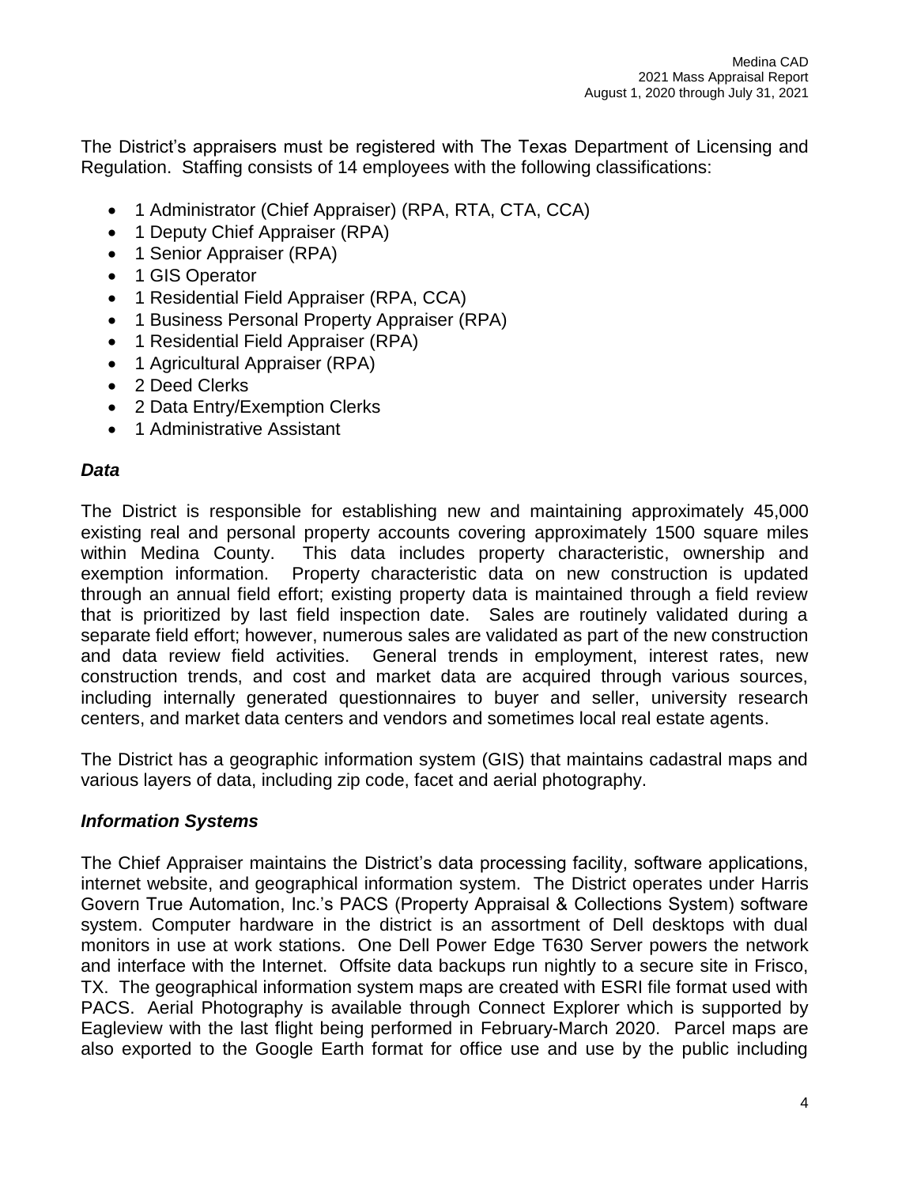The District's appraisers must be registered with The Texas Department of Licensing and Regulation. Staffing consists of 14 employees with the following classifications:

- 1 Administrator (Chief Appraiser) (RPA, RTA, CTA, CCA)
- 1 Deputy Chief Appraiser (RPA)
- 1 Senior Appraiser (RPA)
- 1 GIS Operator
- 1 Residential Field Appraiser (RPA, CCA)
- 1 Business Personal Property Appraiser (RPA)
- 1 Residential Field Appraiser (RPA)
- 1 Agricultural Appraiser (RPA)
- 2 Deed Clerks
- 2 Data Entry/Exemption Clerks
- 1 Administrative Assistant

### *Data*

The District is responsible for establishing new and maintaining approximately 45,000 existing real and personal property accounts covering approximately 1500 square miles within Medina County. This data includes property characteristic, ownership and exemption information. Property characteristic data on new construction is updated through an annual field effort; existing property data is maintained through a field review that is prioritized by last field inspection date. Sales are routinely validated during a separate field effort; however, numerous sales are validated as part of the new construction and data review field activities. General trends in employment, interest rates, new construction trends, and cost and market data are acquired through various sources, including internally generated questionnaires to buyer and seller, university research centers, and market data centers and vendors and sometimes local real estate agents.

The District has a geographic information system (GIS) that maintains cadastral maps and various layers of data, including zip code, facet and aerial photography.

### *Information Systems*

The Chief Appraiser maintains the District's data processing facility, software applications, internet website, and geographical information system. The District operates under Harris Govern True Automation, Inc.'s PACS (Property Appraisal & Collections System) software system. Computer hardware in the district is an assortment of Dell desktops with dual monitors in use at work stations. One Dell Power Edge T630 Server powers the network and interface with the Internet. Offsite data backups run nightly to a secure site in Frisco, TX. The geographical information system maps are created with ESRI file format used with PACS. Aerial Photography is available through Connect Explorer which is supported by Eagleview with the last flight being performed in February-March 2020. Parcel maps are also exported to the Google Earth format for office use and use by the public including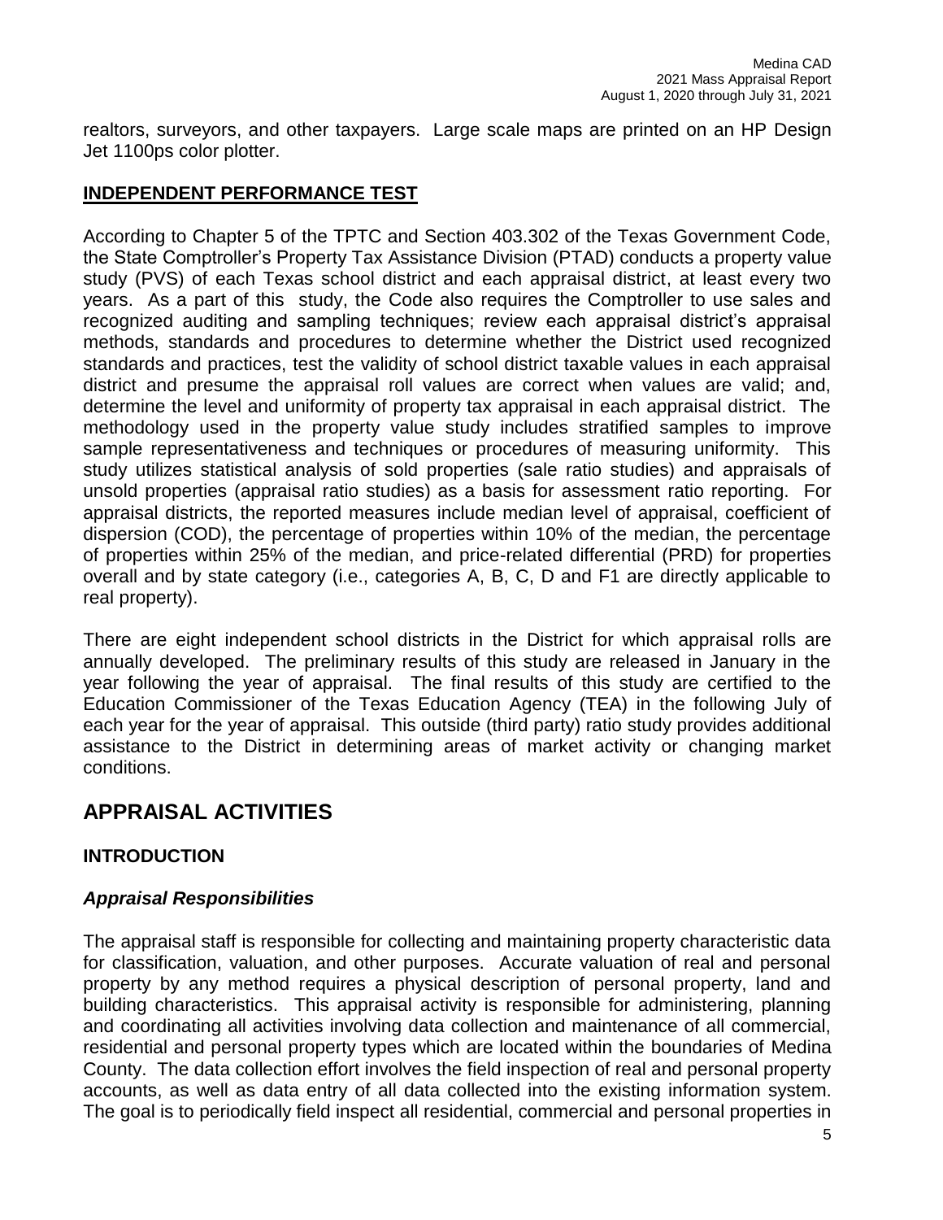realtors, surveyors, and other taxpayers. Large scale maps are printed on an HP Design Jet 1100ps color plotter.

## INDEPENDENT PERFORMANCE TEST

According to Chapter 5 of the TPTC and Section 403.302 of the Texas Government Code, the State Comptroller's Property Tax Assistance Division (PTAD) conducts a property value study (PVS) of each Texas school district and each appraisal district, at least every two years. As a part of this study, the Code also requires the Comptroller to use sales and recognized auditing and sampling techniques; review each appraisal district's appraisal methods, standards and procedures to determine whether the District used recognized standards and practices, test the validity of school district taxable values in each appraisal district and presume the appraisal roll values are correct when values are valid; and, determine the level and uniformity of property tax appraisal in each appraisal district. The methodology used in the property value study includes stratified samples to improve sample representativeness and techniques or procedures of measuring uniformity. This study utilizes statistical analysis of sold properties (sale ratio studies) and appraisals of unsold properties (appraisal ratio studies) as a basis for assessment ratio reporting. For appraisal districts, the reported measures include median level of appraisal, coefficient of dispersion (COD), the percentage of properties within 10% of the median, the percentage of properties within 25% of the median, and price-related differential (PRD) for properties overall and by state category (i.e., categories A, B, C, D and F1 are directly applicable to real property).

There are eight independent school districts in the District for which appraisal rolls are annually developed. The preliminary results of this study are released in January in the year following the year of appraisal. The final results of this study are certified to the Education Commissioner of the Texas Education Agency (TEA) in the following July of each year for the year of appraisal. This outside (third party) ratio study provides additional assistance to the District in determining areas of market activity or changing market conditions.

# APPRAISAL ACTIVITIES

## INTRODUCTION

### *Appraisal Responsibilities*

The appraisal staff is responsible for collecting and maintaining property characteristic data for classification, valuation, and other purposes. Accurate valuation of real and personal property by any method requires a physical description of personal property, land and building characteristics. This appraisal activity is responsible for administering, planning and coordinating all activities involving data collection and maintenance of all commercial, residential and personal property types which are located within the boundaries of Medina County. The data collection effort involves the field inspection of real and personal property accounts, as well as data entry of all data collected into the existing information system. The goal is to periodically field inspect all residential, commercial and personal properties in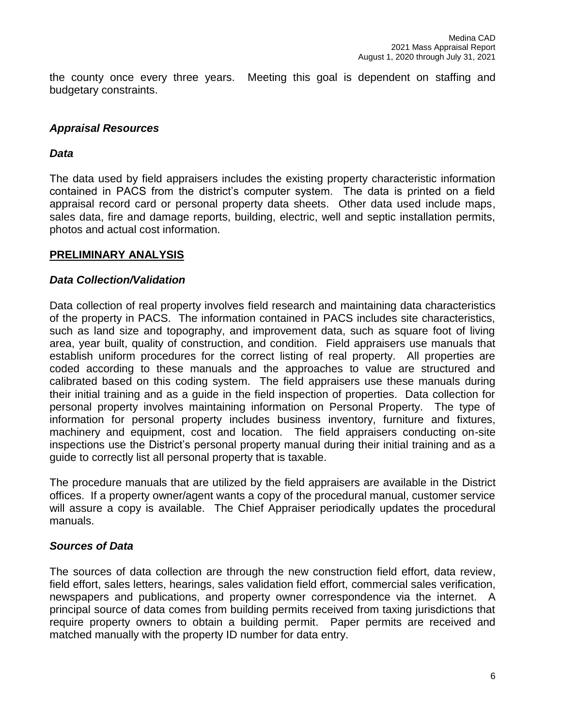the county once every three years. Meeting this goal is dependent on staffing and budgetary constraints.

### *Appraisal Resources*

### *Data*

The data used by field appraisers includes the existing property characteristic information contained in PACS from the district's computer system. The data is printed on a field appraisal record card or personal property data sheets. Other data used include maps, sales data, fire and damage reports, building, electric, well and septic installation permits, photos and actual cost information.

## **PRELIMINARY ANALYSIS**

### *Data Collection/Validation*

Data collection of real property involves field research and maintaining data characteristics of the property in PACS. The information contained in PACS includes site characteristics, such as land size and topography, and improvement data, such as square foot of living area, year built, quality of construction, and condition. Field appraisers use manuals that establish uniform procedures for the correct listing of real property. All properties are coded according to these manuals and the approaches to value are structured and calibrated based on this coding system. The field appraisers use these manuals during their initial training and as a guide in the field inspection of properties. Data collection for personal property involves maintaining information on Personal Property. The type of information for personal property includes business inventory, furniture and fixtures, machinery and equipment, cost and location. The field appraisers conducting on-site inspections use the District's personal property manual during their initial training and as a guide to correctly list all personal property that is taxable.

The procedure manuals that are utilized by the field appraisers are available in the District offices. If a property owner/agent wants a copy of the procedural manual, customer service will assure a copy is available. The Chief Appraiser periodically updates the procedural manuals.

### *Sources of Data*

The sources of data collection are through the new construction field effort, data review, field effort, sales letters, hearings, sales validation field effort, commercial sales verification, newspapers and publications, and property owner correspondence via the internet. A principal source of data comes from building permits received from taxing jurisdictions that require property owners to obtain a building permit. Paper permits are received and matched manually with the property ID number for data entry.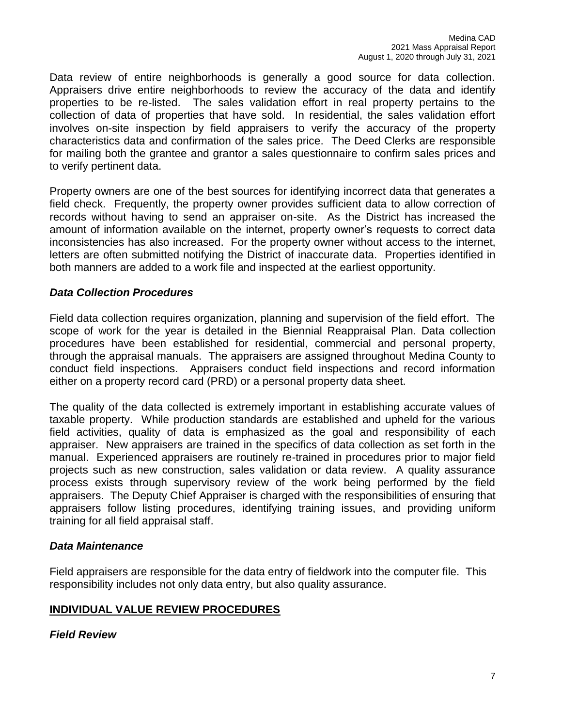Data review of entire neighborhoods is generally a good source for data collection. Appraisers drive entire neighborhoods to review the accuracy of the data and identify properties to be re-listed. The sales validation effort in real property pertains to the collection of data of properties that have sold. In residential, the sales validation effort involves on-site inspection by field appraisers to verify the accuracy of the property characteristics data and confirmation of the sales price. The Deed Clerks are responsible for mailing both the grantee and grantor a sales questionnaire to confirm sales prices and to verify pertinent data.

Property owners are one of the best sources for identifying incorrect data that generates a field check. Frequently, the property owner provides sufficient data to allow correction of records without having to send an appraiser on-site. As the District has increased the amount of information available on the internet, property owner's requests to correct data inconsistencies has also increased. For the property owner without access to the internet, letters are often submitted notifying the District of inaccurate data. Properties identified in both manners are added to a work file and inspected at the earliest opportunity.

### *Data Collection Procedures*

Field data collection requires organization, planning and supervision of the field effort. The scope of work for the year is detailed in the Biennial Reappraisal Plan. Data collection procedures have been established for residential, commercial and personal property, through the appraisal manuals. The appraisers are assigned throughout Medina County to conduct field inspections. Appraisers conduct field inspections and record information either on a property record card (PRD) or a personal property data sheet.

The quality of the data collected is extremely important in establishing accurate values of taxable property. While production standards are established and upheld for the various field activities, quality of data is emphasized as the goal and responsibility of each appraiser. New appraisers are trained in the specifics of data collection as set forth in the manual. Experienced appraisers are routinely re-trained in procedures prior to major field projects such as new construction, sales validation or data review. A quality assurance process exists through supervisory review of the work being performed by the field appraisers. The Deputy Chief Appraiser is charged with the responsibilities of ensuring that appraisers follow listing procedures, identifying training issues, and providing uniform training for all field appraisal staff.

### *Data Maintenance*

Field appraisers are responsible for the data entry of fieldwork into the computer file. This responsibility includes not only data entry, but also quality assurance.

## INDIVIDUAL VALUE REVIEW PROCEDURES

### *Field Review*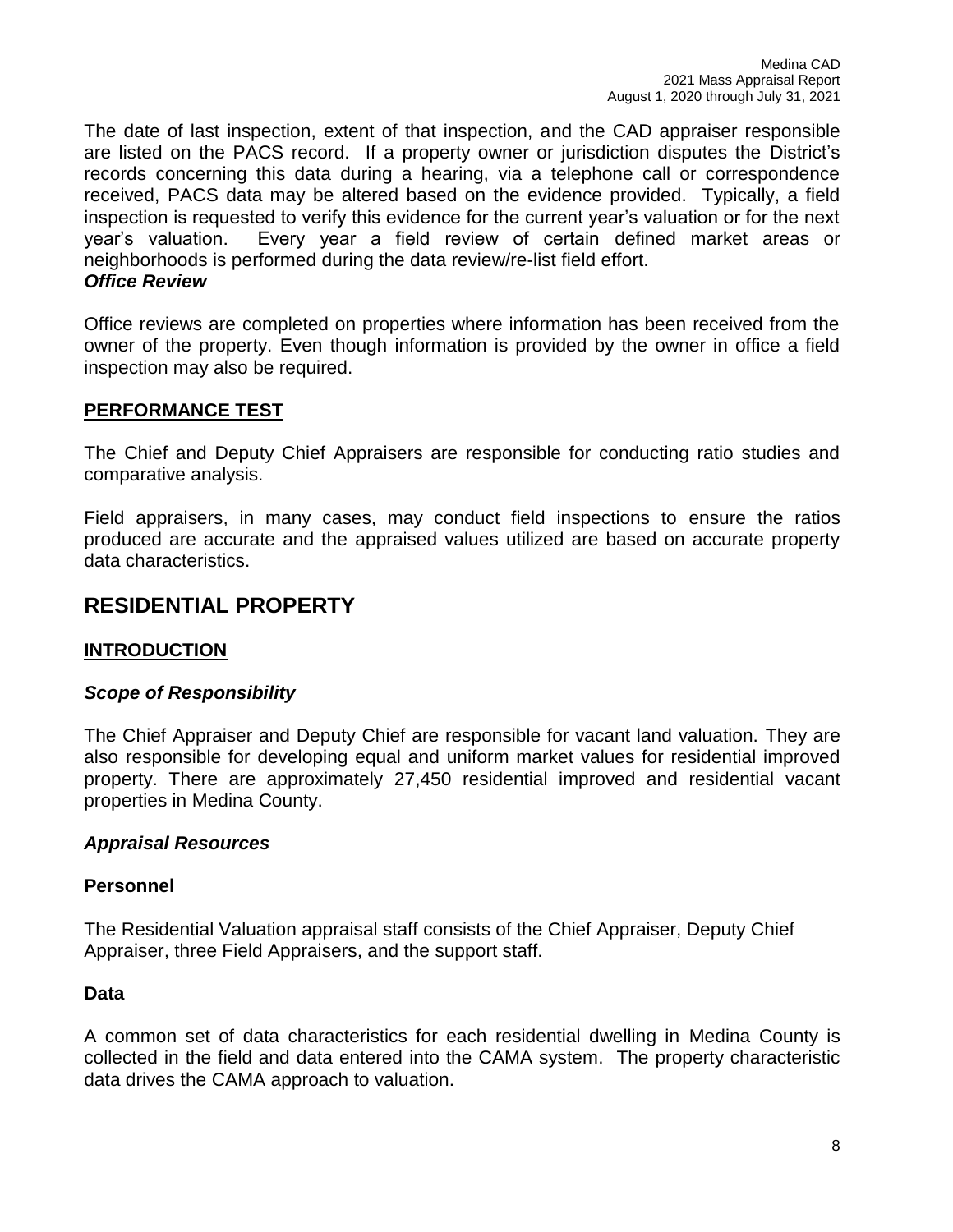The date of last inspection, extent of that inspection, and the CAD appraiser responsible are listed on the PACS record. If a property owner or jurisdiction disputes the District's records concerning this data during a hearing, via a telephone call or correspondence received, PACS data may be altered based on the evidence provided. Typically, a field inspection is requested to verify this evidence for the current year's valuation or for the next year's valuation. Every year a field review of certain defined market areas or neighborhoods is performed during the data review/re-list field effort.

***Office Review***

Office reviews are completed on properties where information has been received from the owner of the property. Even though information is provided by the owner in office a field inspection may also be required.

**PERFORMANCE TEST**

The Chief and Deputy Chief Appraisers are responsible for conducting ratio studies and comparative analysis.

Field appraisers, in many cases, may conduct field inspections to ensure the ratios produced are accurate and the appraised values utilized are based on accurate property data characteristics.

# RESIDENTIAL PROPERTY

**INTRODUCTION**

***Scope of Responsibility***

The Chief Appraiser and Deputy Chief are responsible for vacant land valuation. They are also responsible for developing equal and uniform market values for residential improved property. There are approximately 27,450 residential improved and residential vacant properties in Medina County.

***Appraisal Resources***

**Personnel**

The Residential Valuation appraisal staff consists of the Chief Appraiser, Deputy Chief Appraiser, three Field Appraisers, and the support staff.

**Data**

A common set of data characteristics for each residential dwelling in Medina County is collected in the field and data entered into the CAMA system. The property characteristic data drives the CAMA approach to valuation.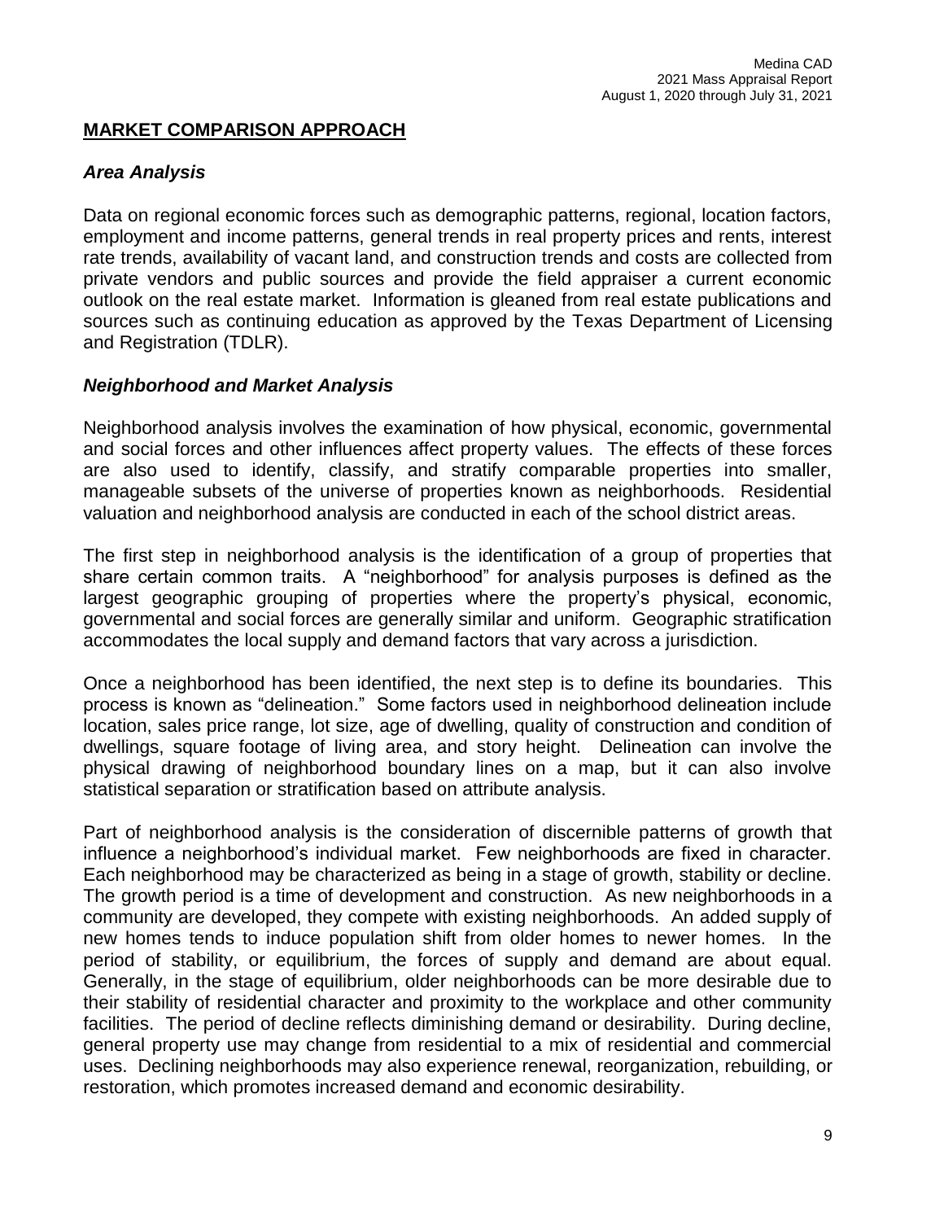## MARKET COMPARISON APPROACH

### *Area Analysis*

Data on regional economic forces such as demographic patterns, regional, location factors, employment and income patterns, general trends in real property prices and rents, interest rate trends, availability of vacant land, and construction trends and costs are collected from private vendors and public sources and provide the field appraiser a current economic outlook on the real estate market. Information is gleaned from real estate publications and sources such as continuing education as approved by the Texas Department of Licensing and Registration (TDLR).

### *Neighborhood and Market Analysis*

Neighborhood analysis involves the examination of how physical, economic, governmental and social forces and other influences affect property values. The effects of these forces are also used to identify, classify, and stratify comparable properties into smaller, manageable subsets of the universe of properties known as neighborhoods. Residential valuation and neighborhood analysis are conducted in each of the school district areas.

The first step in neighborhood analysis is the identification of a group of properties that share certain common traits. A "neighborhood" for analysis purposes is defined as the largest geographic grouping of properties where the property's physical, economic, governmental and social forces are generally similar and uniform. Geographic stratification accommodates the local supply and demand factors that vary across a jurisdiction.

Once a neighborhood has been identified, the next step is to define its boundaries. This process is known as "delineation." Some factors used in neighborhood delineation include location, sales price range, lot size, age of dwelling, quality of construction and condition of dwellings, square footage of living area, and story height. Delineation can involve the physical drawing of neighborhood boundary lines on a map, but it can also involve statistical separation or stratification based on attribute analysis.

Part of neighborhood analysis is the consideration of discernible patterns of growth that influence a neighborhood's individual market. Few neighborhoods are fixed in character. Each neighborhood may be characterized as being in a stage of growth, stability or decline. The growth period is a time of development and construction. As new neighborhoods in a community are developed, they compete with existing neighborhoods. An added supply of new homes tends to induce population shift from older homes to newer homes. In the period of stability, or equilibrium, the forces of supply and demand are about equal. Generally, in the stage of equilibrium, older neighborhoods can be more desirable due to their stability of residential character and proximity to the workplace and other community facilities. The period of decline reflects diminishing demand or desirability. During decline, general property use may change from residential to a mix of residential and commercial uses. Declining neighborhoods may also experience renewal, reorganization, rebuilding, or restoration, which promotes increased demand and economic desirability.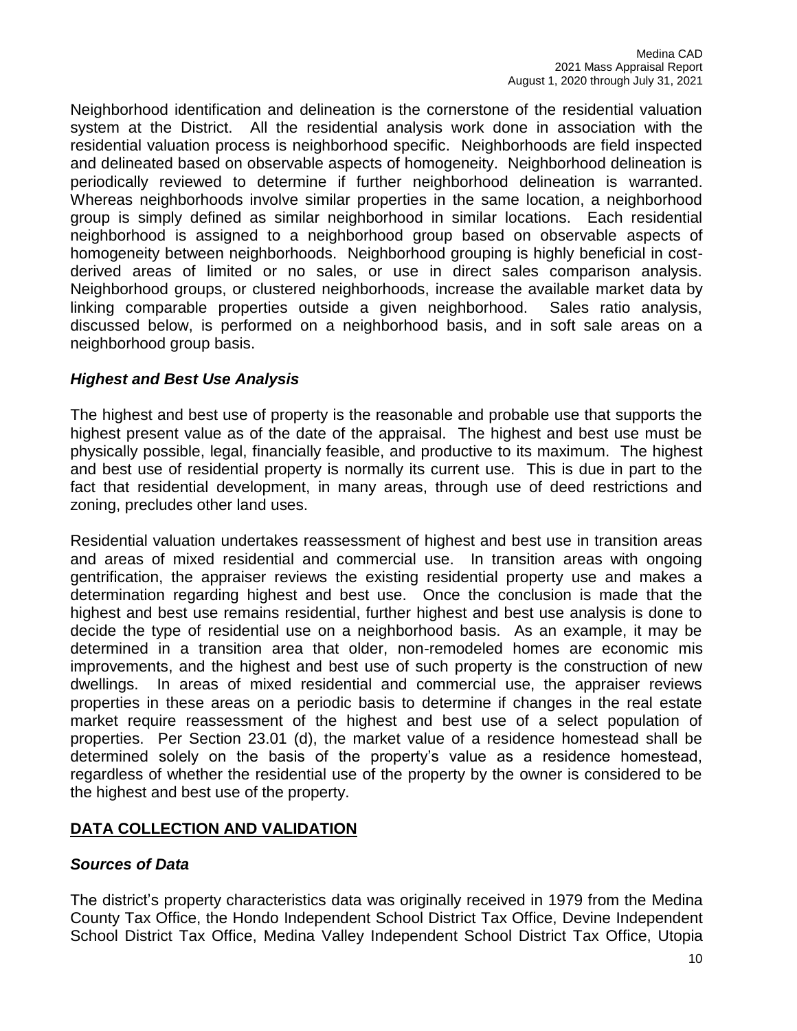Neighborhood identification and delineation is the cornerstone of the residential valuation system at the District. All the residential analysis work done in association with the residential valuation process is neighborhood specific. Neighborhoods are field inspected and delineated based on observable aspects of homogeneity. Neighborhood delineation is periodically reviewed to determine if further neighborhood delineation is warranted. Whereas neighborhoods involve similar properties in the same location, a neighborhood group is simply defined as similar neighborhood in similar locations. Each residential neighborhood is assigned to a neighborhood group based on observable aspects of homogeneity between neighborhoods. Neighborhood grouping is highly beneficial in cost-derived areas of limited or no sales, or use in direct sales comparison analysis. Neighborhood groups, or clustered neighborhoods, increase the available market data by linking comparable properties outside a given neighborhood. Sales ratio analysis, discussed below, is performed on a neighborhood basis, and in soft sale areas on a neighborhood group basis.

### *Highest and Best Use Analysis*

The highest and best use of property is the reasonable and probable use that supports the highest present value as of the date of the appraisal. The highest and best use must be physically possible, legal, financially feasible, and productive to its maximum. The highest and best use of residential property is normally its current use. This is due in part to the fact that residential development, in many areas, through use of deed restrictions and zoning, precludes other land uses.

Residential valuation undertakes reassessment of highest and best use in transition areas and areas of mixed residential and commercial use. In transition areas with ongoing gentrification, the appraiser reviews the existing residential property use and makes a determination regarding highest and best use. Once the conclusion is made that the highest and best use remains residential, further highest and best use analysis is done to decide the type of residential use on a neighborhood basis. As an example, it may be determined in a transition area that older, non-remodeled homes are economic mis improvements, and the highest and best use of such property is the construction of new dwellings. In areas of mixed residential and commercial use, the appraiser reviews properties in these areas on a periodic basis to determine if changes in the real estate market require reassessment of the highest and best use of a select population of properties. Per Section 23.01 (d), the market value of a residence homestead shall be determined solely on the basis of the property's value as a residence homestead, regardless of whether the residential use of the property by the owner is considered to be the highest and best use of the property.

## DATA COLLECTION AND VALIDATION

### *Sources of Data*

The district's property characteristics data was originally received in 1979 from the Medina County Tax Office, the Hondo Independent School District Tax Office, Devine Independent School District Tax Office, Medina Valley Independent School District Tax Office, Utopia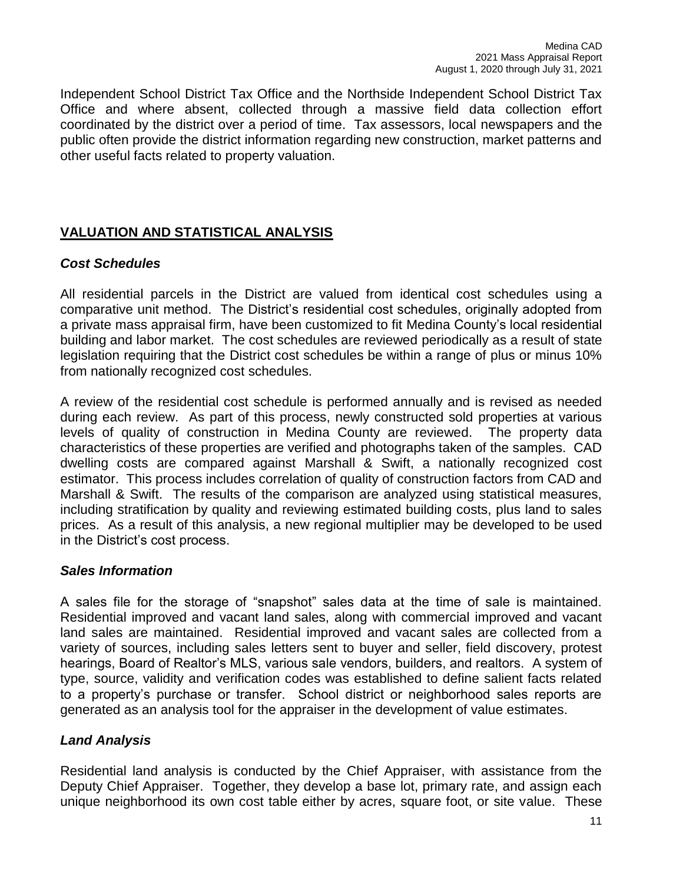Independent School District Tax Office and the Northside Independent School District Tax Office and where absent, collected through a massive field data collection effort coordinated by the district over a period of time. Tax assessors, local newspapers and the public often provide the district information regarding new construction, market patterns and other useful facts related to property valuation.

## VALUATION AND STATISTICAL ANALYSIS

### *Cost Schedules*

All residential parcels in the District are valued from identical cost schedules using a comparative unit method. The District's residential cost schedules, originally adopted from a private mass appraisal firm, have been customized to fit Medina County's local residential building and labor market. The cost schedules are reviewed periodically as a result of state legislation requiring that the District cost schedules be within a range of plus or minus 10% from nationally recognized cost schedules.

A review of the residential cost schedule is performed annually and is revised as needed during each review. As part of this process, newly constructed sold properties at various levels of quality of construction in Medina County are reviewed. The property data characteristics of these properties are verified and photographs taken of the samples. CAD dwelling costs are compared against Marshall & Swift, a nationally recognized cost estimator. This process includes correlation of quality of construction factors from CAD and Marshall & Swift. The results of the comparison are analyzed using statistical measures, including stratification by quality and reviewing estimated building costs, plus land to sales prices. As a result of this analysis, a new regional multiplier may be developed to be used in the District's cost process.

### *Sales Information*

A sales file for the storage of "snapshot" sales data at the time of sale is maintained. Residential improved and vacant land sales, along with commercial improved and vacant land sales are maintained. Residential improved and vacant sales are collected from a variety of sources, including sales letters sent to buyer and seller, field discovery, protest hearings, Board of Realtor's MLS, various sale vendors, builders, and realtors. A system of type, source, validity and verification codes was established to define salient facts related to a property's purchase or transfer. School district or neighborhood sales reports are generated as an analysis tool for the appraiser in the development of value estimates.

### *Land Analysis*

Residential land analysis is conducted by the Chief Appraiser, with assistance from the Deputy Chief Appraiser. Together, they develop a base lot, primary rate, and assign each unique neighborhood its own cost table either by acres, square foot, or site value. These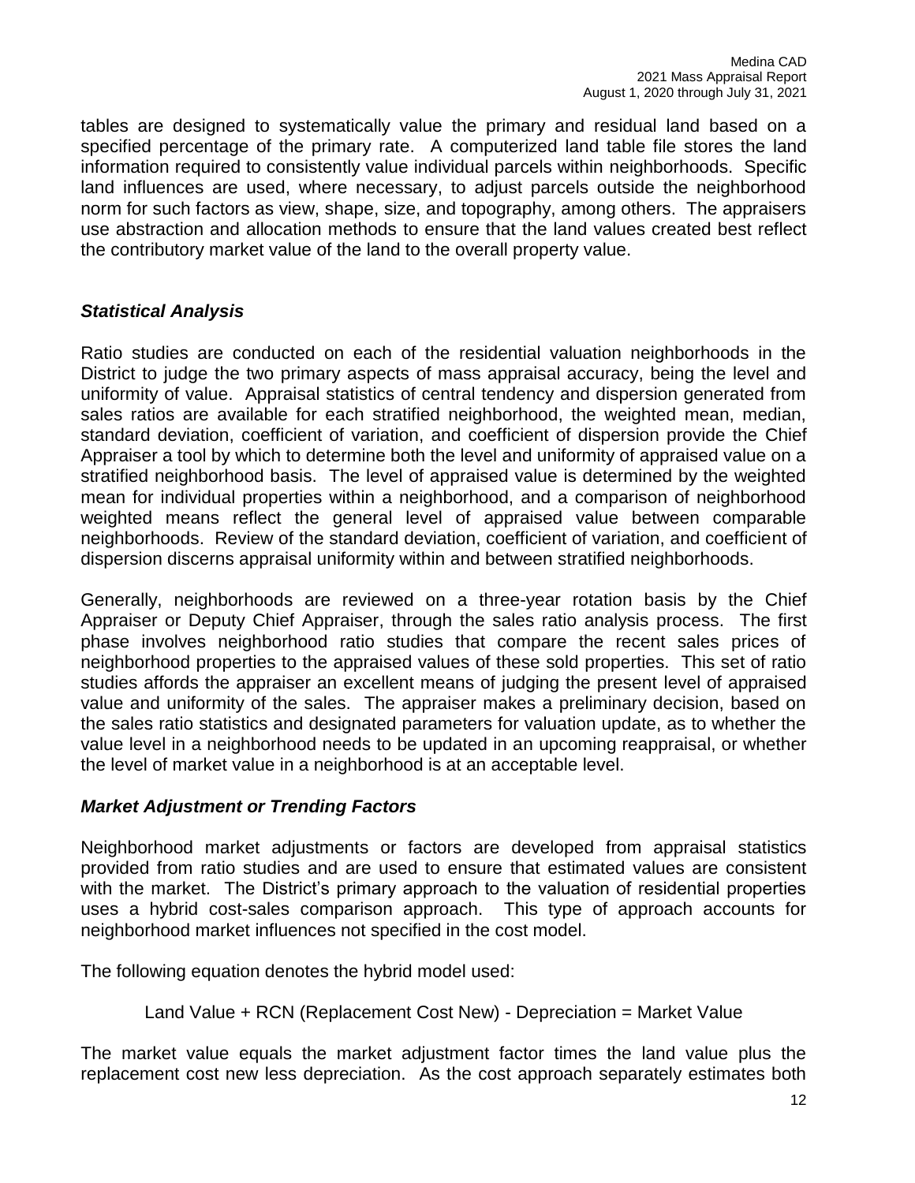tables are designed to systematically value the primary and residual land based on a specified percentage of the primary rate. A computerized land table file stores the land information required to consistently value individual parcels within neighborhoods. Specific land influences are used, where necessary, to adjust parcels outside the neighborhood norm for such factors as view, shape, size, and topography, among others. The appraisers use abstraction and allocation methods to ensure that the land values created best reflect the contributory market value of the land to the overall property value.

### *Statistical Analysis*

Ratio studies are conducted on each of the residential valuation neighborhoods in the District to judge the two primary aspects of mass appraisal accuracy, being the level and uniformity of value. Appraisal statistics of central tendency and dispersion generated from sales ratios are available for each stratified neighborhood, the weighted mean, median, standard deviation, coefficient of variation, and coefficient of dispersion provide the Chief Appraiser a tool by which to determine both the level and uniformity of appraised value on a stratified neighborhood basis. The level of appraised value is determined by the weighted mean for individual properties within a neighborhood, and a comparison of neighborhood weighted means reflect the general level of appraised value between comparable neighborhoods. Review of the standard deviation, coefficient of variation, and coefficient of dispersion discerns appraisal uniformity within and between stratified neighborhoods.

Generally, neighborhoods are reviewed on a three-year rotation basis by the Chief Appraiser or Deputy Chief Appraiser, through the sales ratio analysis process. The first phase involves neighborhood ratio studies that compare the recent sales prices of neighborhood properties to the appraised values of these sold properties. This set of ratio studies affords the appraiser an excellent means of judging the present level of appraised value and uniformity of the sales. The appraiser makes a preliminary decision, based on the sales ratio statistics and designated parameters for valuation update, as to whether the value level in a neighborhood needs to be updated in an upcoming reappraisal, or whether the level of market value in a neighborhood is at an acceptable level.

### *Market Adjustment or Trending Factors*

Neighborhood market adjustments or factors are developed from appraisal statistics provided from ratio studies and are used to ensure that estimated values are consistent with the market. The District's primary approach to the valuation of residential properties uses a hybrid cost-sales comparison approach. This type of approach accounts for neighborhood market influences not specified in the cost model.

The following equation denotes the hybrid model used:

Land Value + RCN (Replacement Cost New) - Depreciation = Market Value

The market value equals the market adjustment factor times the land value plus the replacement cost new less depreciation. As the cost approach separately estimates both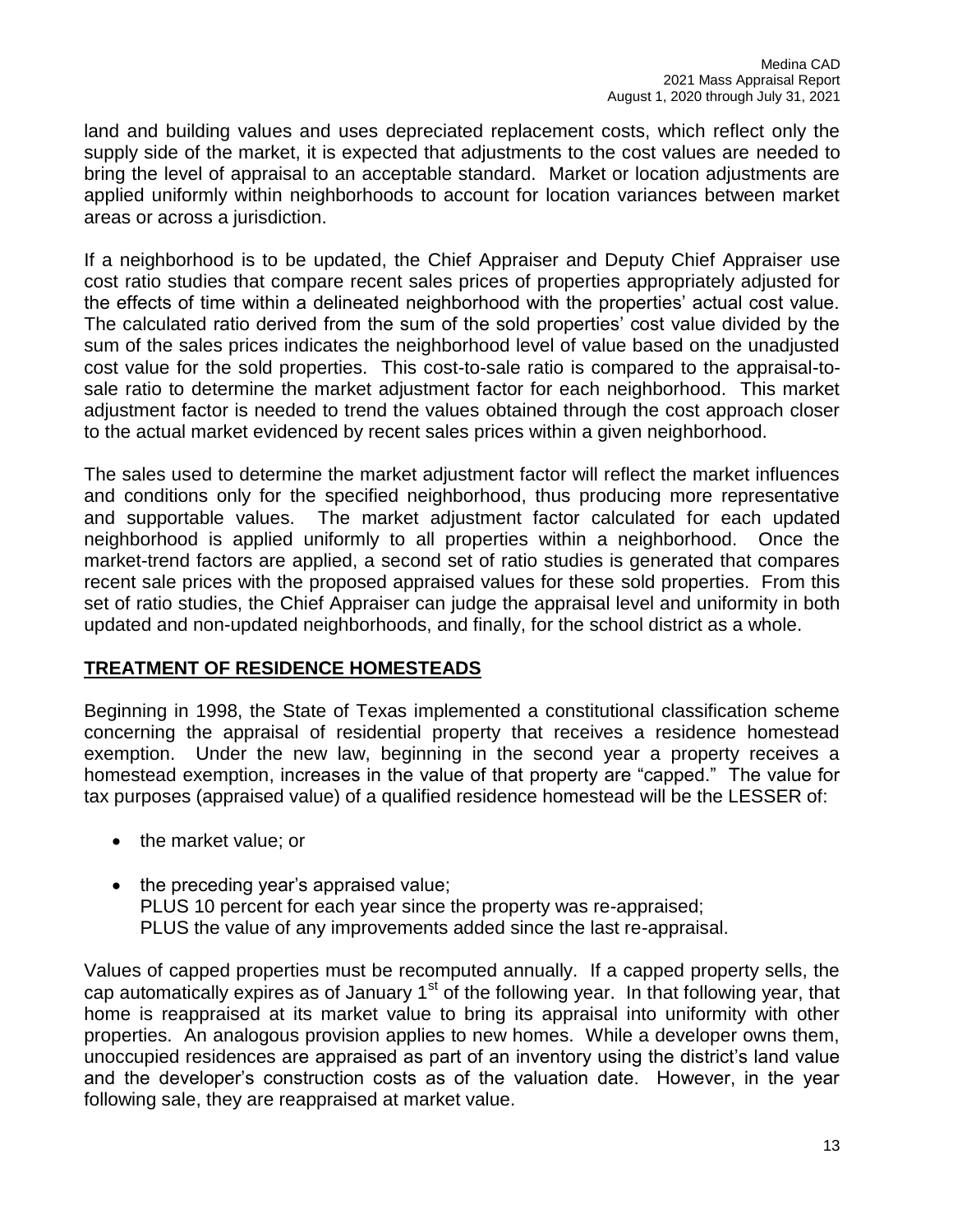land and building values and uses depreciated replacement costs, which reflect only the supply side of the market, it is expected that adjustments to the cost values are needed to bring the level of appraisal to an acceptable standard. Market or location adjustments are applied uniformly within neighborhoods to account for location variances between market areas or across a jurisdiction.

If a neighborhood is to be updated, the Chief Appraiser and Deputy Chief Appraiser use cost ratio studies that compare recent sales prices of properties appropriately adjusted for the effects of time within a delineated neighborhood with the properties' actual cost value. The calculated ratio derived from the sum of the sold properties' cost value divided by the sum of the sales prices indicates the neighborhood level of value based on the unadjusted cost value for the sold properties. This cost-to-sale ratio is compared to the appraisal-to-sale ratio to determine the market adjustment factor for each neighborhood. This market adjustment factor is needed to trend the values obtained through the cost approach closer to the actual market evidenced by recent sales prices within a given neighborhood.

The sales used to determine the market adjustment factor will reflect the market influences and conditions only for the specified neighborhood, thus producing more representative and supportable values. The market adjustment factor calculated for each updated neighborhood is applied uniformly to all properties within a neighborhood. Once the market-trend factors are applied, a second set of ratio studies is generated that compares recent sale prices with the proposed appraised values for these sold properties. From this set of ratio studies, the Chief Appraiser can judge the appraisal level and uniformity in both updated and non-updated neighborhoods, and finally, for the school district as a whole.

## TREATMENT OF RESIDENCE HOMESTEADS

Beginning in 1998, the State of Texas implemented a constitutional classification scheme concerning the appraisal of residential property that receives a residence homestead exemption. Under the new law, beginning in the second year a property receives a homestead exemption, increases in the value of that property are "capped." The value for tax purposes (appraised value) of a qualified residence homestead will be the LESSER of:

- the market value; or
- the preceding year's appraised value;
  PLUS 10 percent for each year since the property was re-appraised;
  PLUS the value of any improvements added since the last re-appraisal.

Values of capped properties must be recomputed annually. If a capped property sells, the cap automatically expires as of January 1st of the following year. In that following year, that home is reappraised at its market value to bring its appraisal into uniformity with other properties. An analogous provision applies to new homes. While a developer owns them, unoccupied residences are appraised as part of an inventory using the district's land value and the developer's construction costs as of the valuation date. However, in the year following sale, they are reappraised at market value.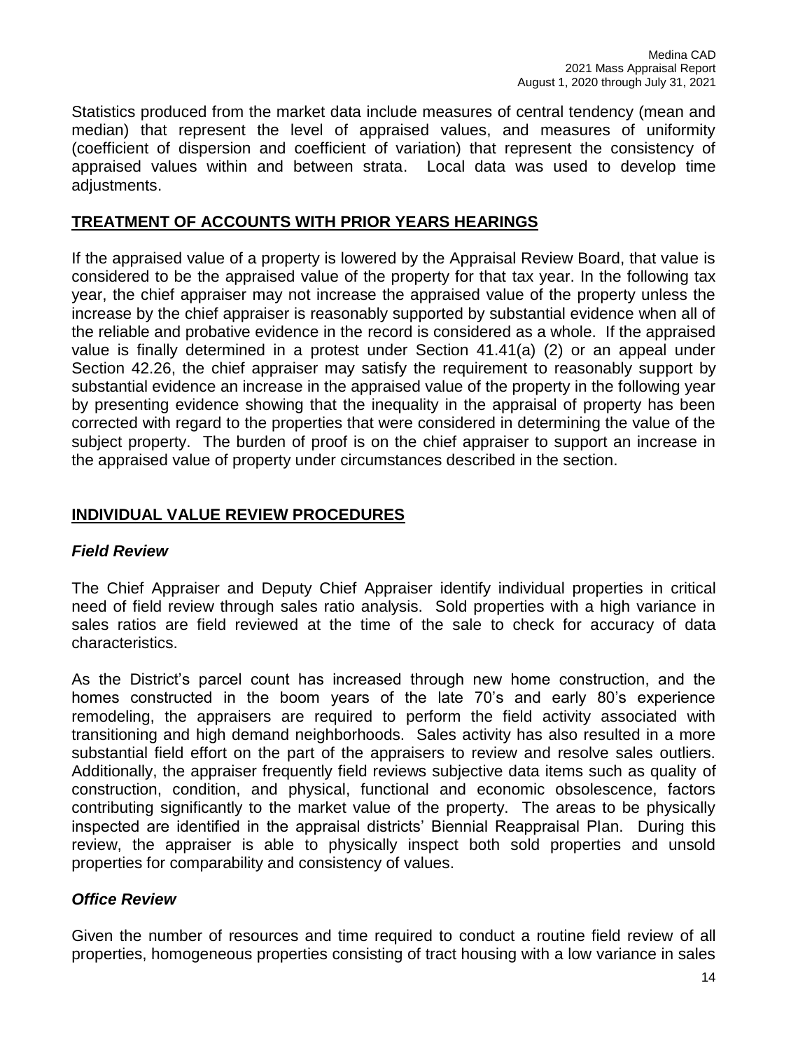Statistics produced from the market data include measures of central tendency (mean and median) that represent the level of appraised values, and measures of uniformity (coefficient of dispersion and coefficient of variation) that represent the consistency of appraised values within and between strata. Local data was used to develop time adjustments.

## TREATMENT OF ACCOUNTS WITH PRIOR YEARS HEARINGS

If the appraised value of a property is lowered by the Appraisal Review Board, that value is considered to be the appraised value of the property for that tax year. In the following tax year, the chief appraiser may not increase the appraised value of the property unless the increase by the chief appraiser is reasonably supported by substantial evidence when all of the reliable and probative evidence in the record is considered as a whole. If the appraised value is finally determined in a protest under Section 41.41(a) (2) or an appeal under Section 42.26, the chief appraiser may satisfy the requirement to reasonably support by substantial evidence an increase in the appraised value of the property in the following year by presenting evidence showing that the inequality in the appraisal of property has been corrected with regard to the properties that were considered in determining the value of the subject property. The burden of proof is on the chief appraiser to support an increase in the appraised value of property under circumstances described in the section.

## INDIVIDUAL VALUE REVIEW PROCEDURES

### *Field Review*

The Chief Appraiser and Deputy Chief Appraiser identify individual properties in critical need of field review through sales ratio analysis. Sold properties with a high variance in sales ratios are field reviewed at the time of the sale to check for accuracy of data characteristics.

As the District's parcel count has increased through new home construction, and the homes constructed in the boom years of the late 70's and early 80's experience remodeling, the appraisers are required to perform the field activity associated with transitioning and high demand neighborhoods. Sales activity has also resulted in a more substantial field effort on the part of the appraisers to review and resolve sales outliers. Additionally, the appraiser frequently field reviews subjective data items such as quality of construction, condition, and physical, functional and economic obsolescence, factors contributing significantly to the market value of the property. The areas to be physically inspected are identified in the appraisal districts' Biennial Reappraisal Plan. During this review, the appraiser is able to physically inspect both sold properties and unsold properties for comparability and consistency of values.

### *Office Review*

Given the number of resources and time required to conduct a routine field review of all properties, homogeneous properties consisting of tract housing with a low variance in sales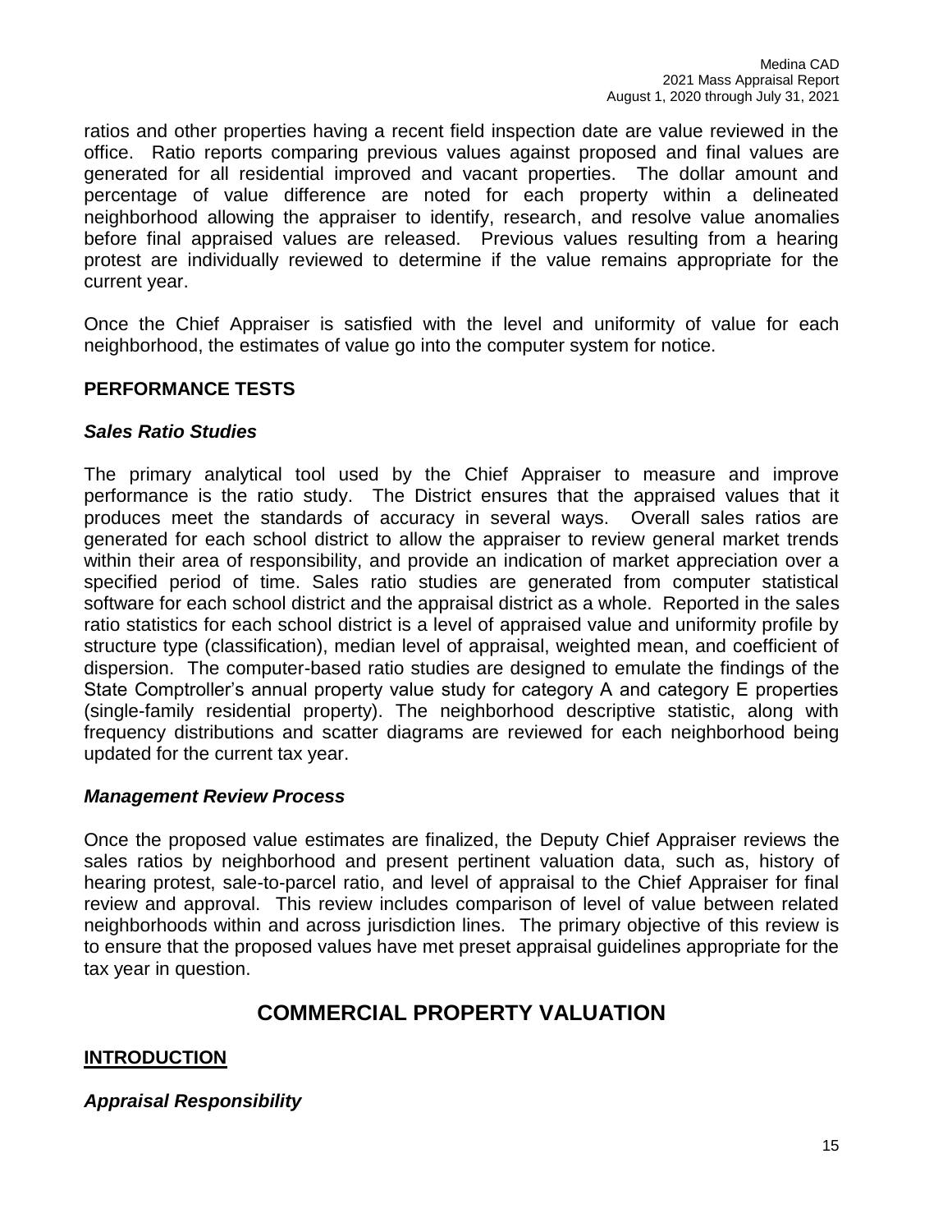ratios and other properties having a recent field inspection date are value reviewed in the office. Ratio reports comparing previous values against proposed and final values are generated for all residential improved and vacant properties. The dollar amount and percentage of value difference are noted for each property within a delineated neighborhood allowing the appraiser to identify, research, and resolve value anomalies before final appraised values are released. Previous values resulting from a hearing protest are individually reviewed to determine if the value remains appropriate for the current year.

Once the Chief Appraiser is satisfied with the level and uniformity of value for each neighborhood, the estimates of value go into the computer system for notice.

### PERFORMANCE TESTS

#### *Sales Ratio Studies*

The primary analytical tool used by the Chief Appraiser to measure and improve performance is the ratio study. The District ensures that the appraised values that it produces meet the standards of accuracy in several ways. Overall sales ratios are generated for each school district to allow the appraiser to review general market trends within their area of responsibility, and provide an indication of market appreciation over a specified period of time. Sales ratio studies are generated from computer statistical software for each school district and the appraisal district as a whole. Reported in the sales ratio statistics for each school district is a level of appraised value and uniformity profile by structure type (classification), median level of appraisal, weighted mean, and coefficient of dispersion. The computer-based ratio studies are designed to emulate the findings of the State Comptroller's annual property value study for category A and category E properties (single-family residential property). The neighborhood descriptive statistic, along with frequency distributions and scatter diagrams are reviewed for each neighborhood being updated for the current tax year.

#### *Management Review Process*

Once the proposed value estimates are finalized, the Deputy Chief Appraiser reviews the sales ratios by neighborhood and present pertinent valuation data, such as, history of hearing protest, sale-to-parcel ratio, and level of appraisal to the Chief Appraiser for final review and approval. This review includes comparison of level of value between related neighborhoods within and across jurisdiction lines. The primary objective of this review is to ensure that the proposed values have met preset appraisal guidelines appropriate for the tax year in question.

## COMMERCIAL PROPERTY VALUATION

### INTRODUCTION

#### *Appraisal Responsibility*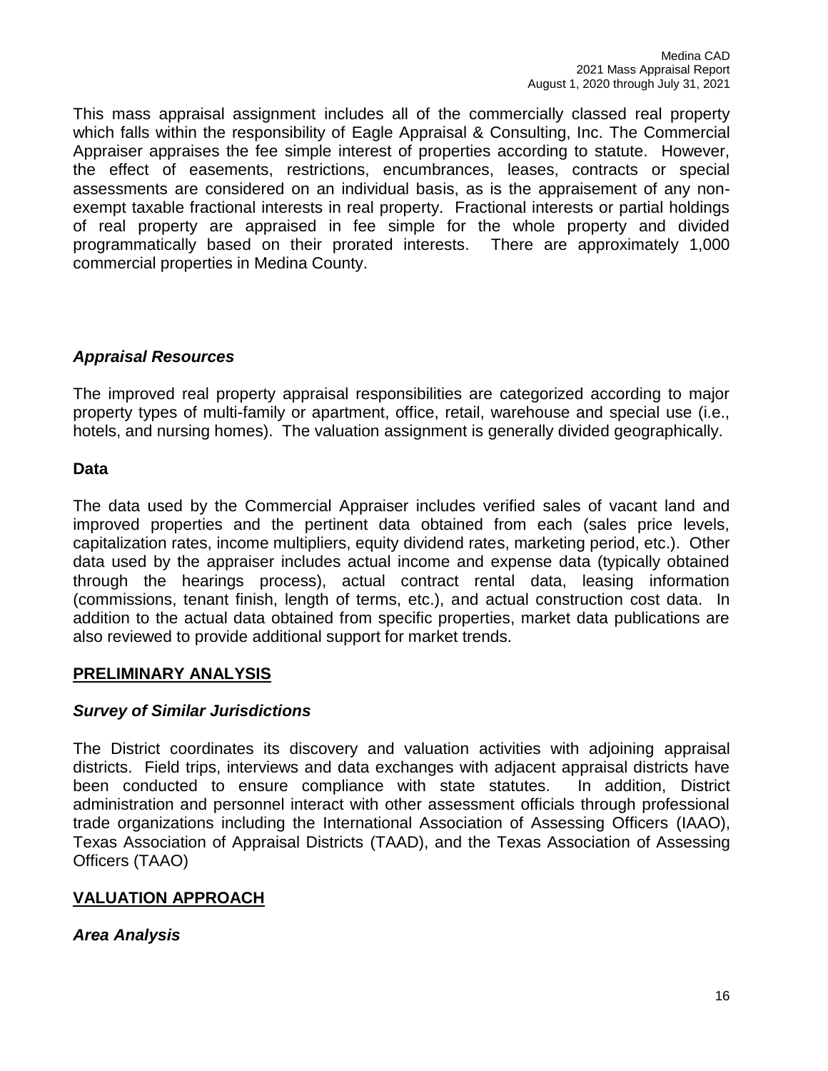This mass appraisal assignment includes all of the commercially classed real property which falls within the responsibility of Eagle Appraisal & Consulting, Inc. The Commercial Appraiser appraises the fee simple interest of properties according to statute. However, the effect of easements, restrictions, encumbrances, leases, contracts or special assessments are considered on an individual basis, as is the appraisement of any non-exempt taxable fractional interests in real property. Fractional interests or partial holdings of real property are appraised in fee simple for the whole property and divided programmatically based on their prorated interests. There are approximately 1,000 commercial properties in Medina County.

### *Appraisal Resources*

The improved real property appraisal responsibilities are categorized according to major property types of multi-family or apartment, office, retail, warehouse and special use (i.e., hotels, and nursing homes). The valuation assignment is generally divided geographically.

### Data

The data used by the Commercial Appraiser includes verified sales of vacant land and improved properties and the pertinent data obtained from each (sales price levels, capitalization rates, income multipliers, equity dividend rates, marketing period, etc.). Other data used by the appraiser includes actual income and expense data (typically obtained through the hearings process), actual contract rental data, leasing information (commissions, tenant finish, length of terms, etc.), and actual construction cost data. In addition to the actual data obtained from specific properties, market data publications are also reviewed to provide additional support for market trends.

## PRELIMINARY ANALYSIS

### *Survey of Similar Jurisdictions*

The District coordinates its discovery and valuation activities with adjoining appraisal districts. Field trips, interviews and data exchanges with adjacent appraisal districts have been conducted to ensure compliance with state statutes. In addition, District administration and personnel interact with other assessment officials through professional trade organizations including the International Association of Assessing Officers (IAAO), Texas Association of Appraisal Districts (TAAD), and the Texas Association of Assessing Officers (TAAO)

## VALUATION APPROACH

### *Area Analysis*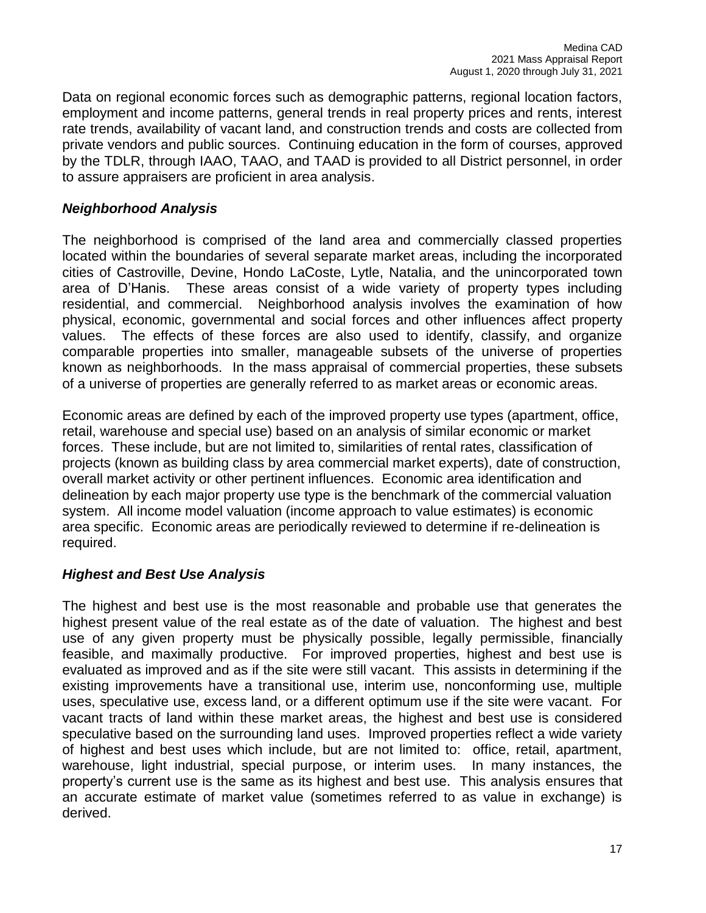Data on regional economic forces such as demographic patterns, regional location factors, employment and income patterns, general trends in real property prices and rents, interest rate trends, availability of vacant land, and construction trends and costs are collected from private vendors and public sources. Continuing education in the form of courses, approved by the TDLR, through IAAO, TAAO, and TAAD is provided to all District personnel, in order to assure appraisers are proficient in area analysis.

### *Neighborhood Analysis*

The neighborhood is comprised of the land area and commercially classed properties located within the boundaries of several separate market areas, including the incorporated cities of Castroville, Devine, Hondo LaCoste, Lytle, Natalia, and the unincorporated town area of D'Hanis. These areas consist of a wide variety of property types including residential, and commercial. Neighborhood analysis involves the examination of how physical, economic, governmental and social forces and other influences affect property values. The effects of these forces are also used to identify, classify, and organize comparable properties into smaller, manageable subsets of the universe of properties known as neighborhoods. In the mass appraisal of commercial properties, these subsets of a universe of properties are generally referred to as market areas or economic areas.

Economic areas are defined by each of the improved property use types (apartment, office, retail, warehouse and special use) based on an analysis of similar economic or market forces. These include, but are not limited to, similarities of rental rates, classification of projects (known as building class by area commercial market experts), date of construction, overall market activity or other pertinent influences. Economic area identification and delineation by each major property use type is the benchmark of the commercial valuation system. All income model valuation (income approach to value estimates) is economic area specific. Economic areas are periodically reviewed to determine if re-delineation is required.

### *Highest and Best Use Analysis*

The highest and best use is the most reasonable and probable use that generates the highest present value of the real estate as of the date of valuation. The highest and best use of any given property must be physically possible, legally permissible, financially feasible, and maximally productive. For improved properties, highest and best use is evaluated as improved and as if the site were still vacant. This assists in determining if the existing improvements have a transitional use, interim use, nonconforming use, multiple uses, speculative use, excess land, or a different optimum use if the site were vacant. For vacant tracts of land within these market areas, the highest and best use is considered speculative based on the surrounding land uses. Improved properties reflect a wide variety of highest and best uses which include, but are not limited to: office, retail, apartment, warehouse, light industrial, special purpose, or interim uses. In many instances, the property's current use is the same as its highest and best use. This analysis ensures that an accurate estimate of market value (sometimes referred to as value in exchange) is derived.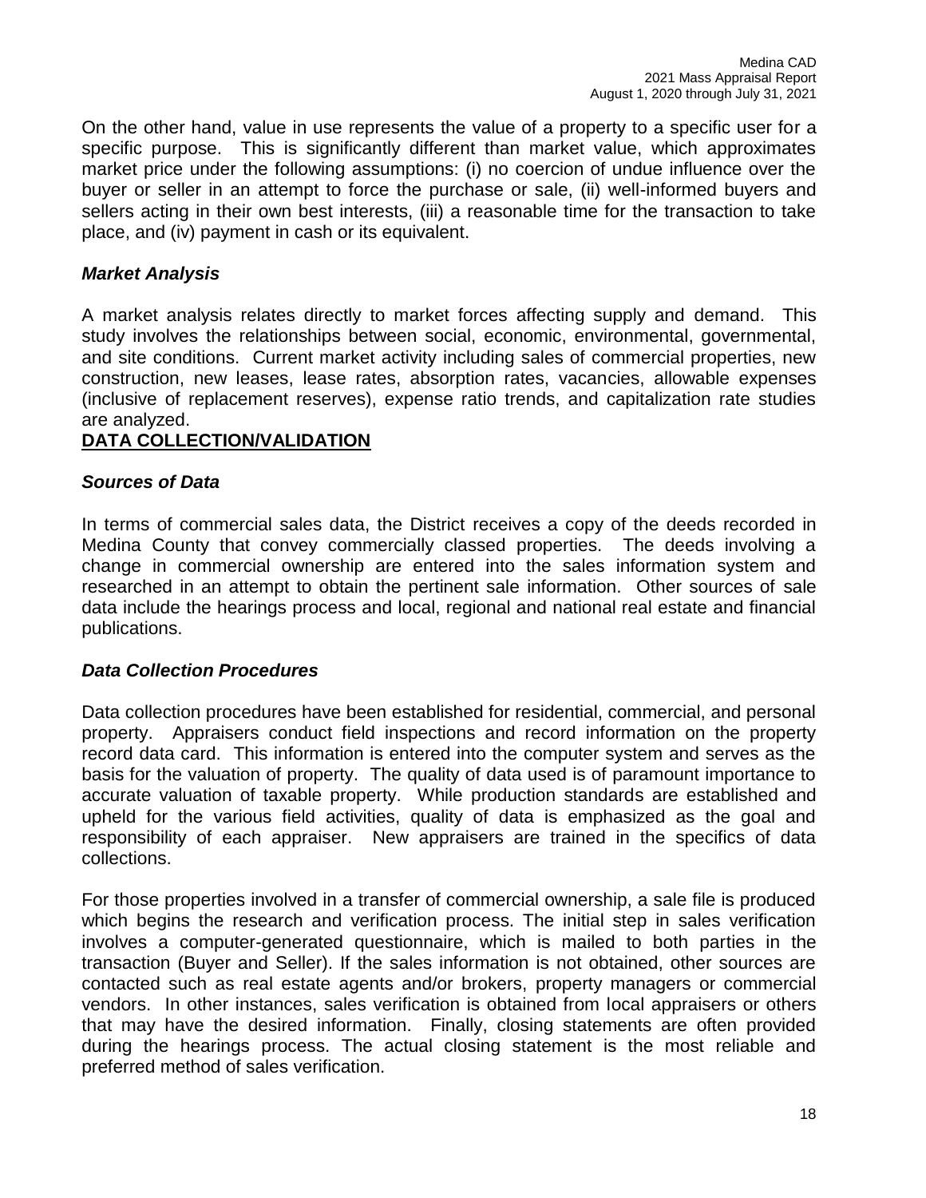On the other hand, value in use represents the value of a property to a specific user for a specific purpose. This is significantly different than market value, which approximates market price under the following assumptions: (i) no coercion of undue influence over the buyer or seller in an attempt to force the purchase or sale, (ii) well-informed buyers and sellers acting in their own best interests, (iii) a reasonable time for the transaction to take place, and (iv) payment in cash or its equivalent.

### *Market Analysis*

A market analysis relates directly to market forces affecting supply and demand. This study involves the relationships between social, economic, environmental, governmental, and site conditions. Current market activity including sales of commercial properties, new construction, new leases, lease rates, absorption rates, vacancies, allowable expenses (inclusive of replacement reserves), expense ratio trends, and capitalization rate studies are analyzed.

## DATA COLLECTION/VALIDATION

### *Sources of Data*

In terms of commercial sales data, the District receives a copy of the deeds recorded in Medina County that convey commercially classed properties. The deeds involving a change in commercial ownership are entered into the sales information system and researched in an attempt to obtain the pertinent sale information. Other sources of sale data include the hearings process and local, regional and national real estate and financial publications.

### *Data Collection Procedures*

Data collection procedures have been established for residential, commercial, and personal property. Appraisers conduct field inspections and record information on the property record data card. This information is entered into the computer system and serves as the basis for the valuation of property. The quality of data used is of paramount importance to accurate valuation of taxable property. While production standards are established and upheld for the various field activities, quality of data is emphasized as the goal and responsibility of each appraiser. New appraisers are trained in the specifics of data collections.

For those properties involved in a transfer of commercial ownership, a sale file is produced which begins the research and verification process. The initial step in sales verification involves a computer-generated questionnaire, which is mailed to both parties in the transaction (Buyer and Seller). If the sales information is not obtained, other sources are contacted such as real estate agents and/or brokers, property managers or commercial vendors. In other instances, sales verification is obtained from local appraisers or others that may have the desired information. Finally, closing statements are often provided during the hearings process. The actual closing statement is the most reliable and preferred method of sales verification.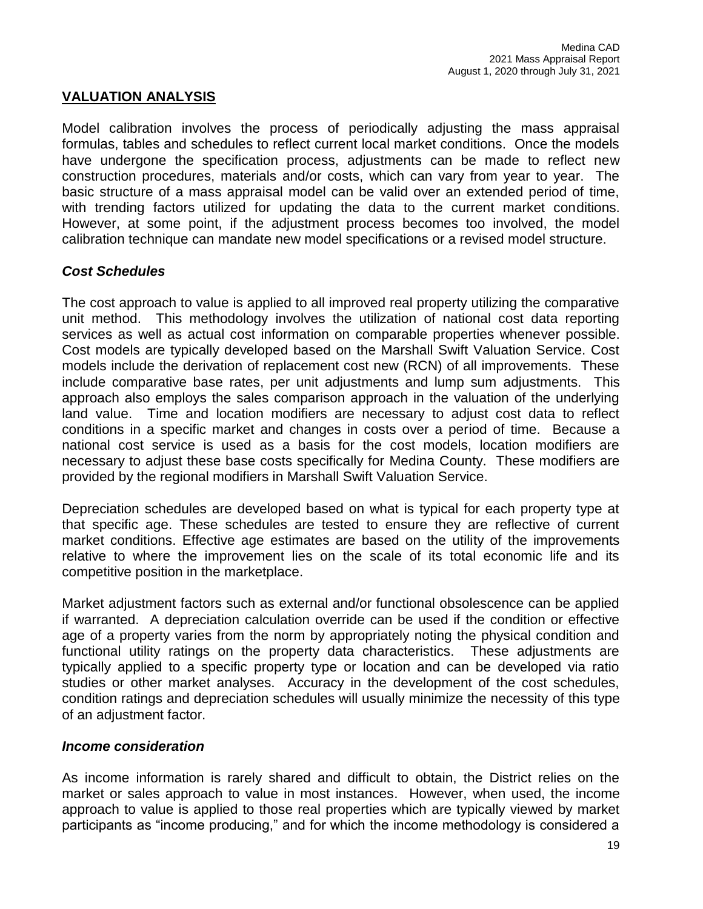## VALUATION ANALYSIS

Model calibration involves the process of periodically adjusting the mass appraisal formulas, tables and schedules to reflect current local market conditions. Once the models have undergone the specification process, adjustments can be made to reflect new construction procedures, materials and/or costs, which can vary from year to year. The basic structure of a mass appraisal model can be valid over an extended period of time, with trending factors utilized for updating the data to the current market conditions. However, at some point, if the adjustment process becomes too involved, the model calibration technique can mandate new model specifications or a revised model structure.

### *Cost Schedules*

The cost approach to value is applied to all improved real property utilizing the comparative unit method. This methodology involves the utilization of national cost data reporting services as well as actual cost information on comparable properties whenever possible. Cost models are typically developed based on the Marshall Swift Valuation Service. Cost models include the derivation of replacement cost new (RCN) of all improvements. These include comparative base rates, per unit adjustments and lump sum adjustments. This approach also employs the sales comparison approach in the valuation of the underlying land value. Time and location modifiers are necessary to adjust cost data to reflect conditions in a specific market and changes in costs over a period of time. Because a national cost service is used as a basis for the cost models, location modifiers are necessary to adjust these base costs specifically for Medina County. These modifiers are provided by the regional modifiers in Marshall Swift Valuation Service.

Depreciation schedules are developed based on what is typical for each property type at that specific age. These schedules are tested to ensure they are reflective of current market conditions. Effective age estimates are based on the utility of the improvements relative to where the improvement lies on the scale of its total economic life and its competitive position in the marketplace.

Market adjustment factors such as external and/or functional obsolescence can be applied if warranted. A depreciation calculation override can be used if the condition or effective age of a property varies from the norm by appropriately noting the physical condition and functional utility ratings on the property data characteristics. These adjustments are typically applied to a specific property type or location and can be developed via ratio studies or other market analyses. Accuracy in the development of the cost schedules, condition ratings and depreciation schedules will usually minimize the necessity of this type of an adjustment factor.

### *Income consideration*

As income information is rarely shared and difficult to obtain, the District relies on the market or sales approach to value in most instances. However, when used, the income approach to value is applied to those real properties which are typically viewed by market participants as "income producing," and for which the income methodology is considered a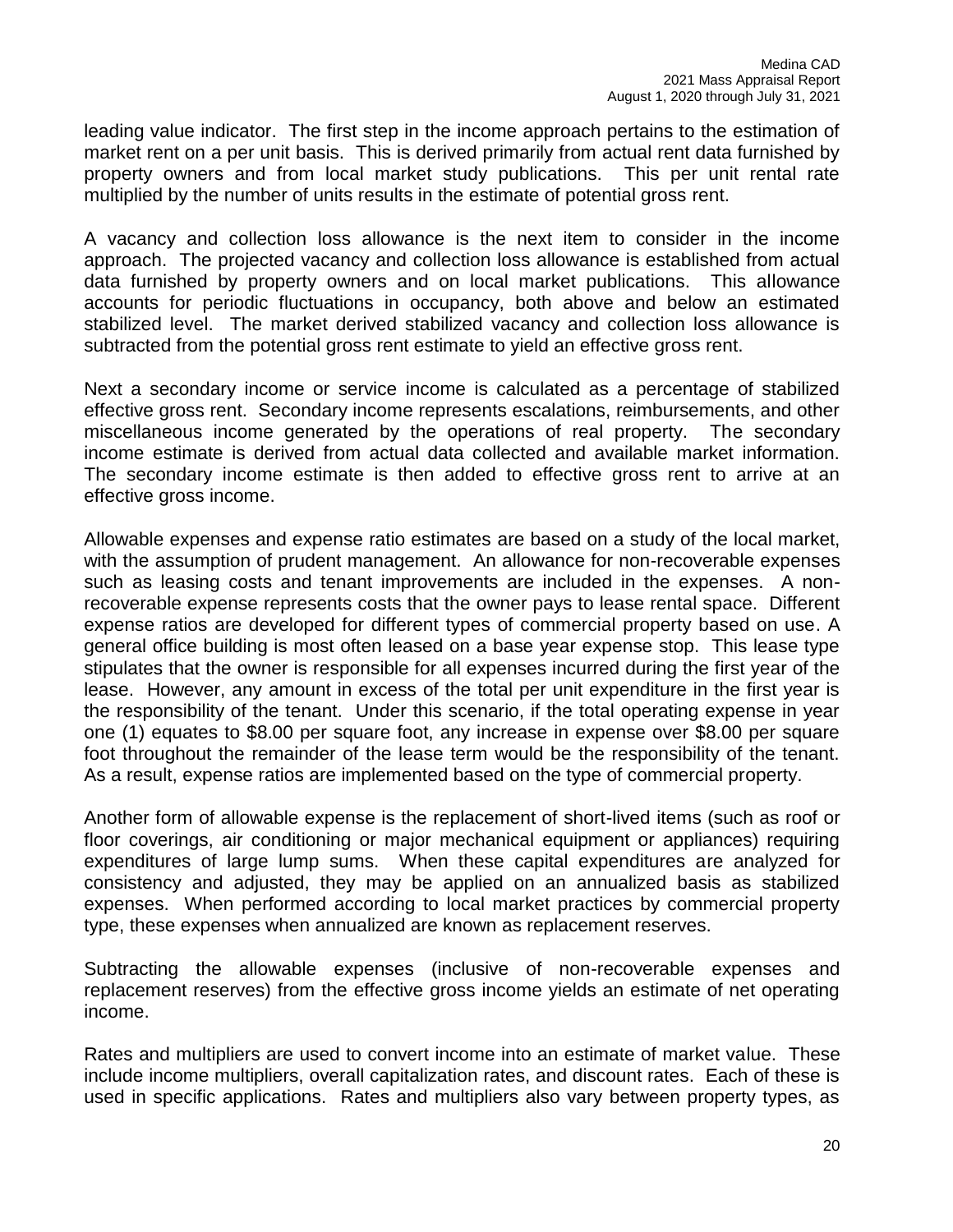leading value indicator. The first step in the income approach pertains to the estimation of market rent on a per unit basis. This is derived primarily from actual rent data furnished by property owners and from local market study publications. This per unit rental rate multiplied by the number of units results in the estimate of potential gross rent.

A vacancy and collection loss allowance is the next item to consider in the income approach. The projected vacancy and collection loss allowance is established from actual data furnished by property owners and on local market publications. This allowance accounts for periodic fluctuations in occupancy, both above and below an estimated stabilized level. The market derived stabilized vacancy and collection loss allowance is subtracted from the potential gross rent estimate to yield an effective gross rent.

Next a secondary income or service income is calculated as a percentage of stabilized effective gross rent. Secondary income represents escalations, reimbursements, and other miscellaneous income generated by the operations of real property. The secondary income estimate is derived from actual data collected and available market information. The secondary income estimate is then added to effective gross rent to arrive at an effective gross income.

Allowable expenses and expense ratio estimates are based on a study of the local market, with the assumption of prudent management. An allowance for non-recoverable expenses such as leasing costs and tenant improvements are included in the expenses. A non-recoverable expense represents costs that the owner pays to lease rental space. Different expense ratios are developed for different types of commercial property based on use. A general office building is most often leased on a base year expense stop. This lease type stipulates that the owner is responsible for all expenses incurred during the first year of the lease. However, any amount in excess of the total per unit expenditure in the first year is the responsibility of the tenant. Under this scenario, if the total operating expense in year one (1) equates to $8.00 per square foot, any increase in expense over $8.00 per square foot throughout the remainder of the lease term would be the responsibility of the tenant. As a result, expense ratios are implemented based on the type of commercial property.

Another form of allowable expense is the replacement of short-lived items (such as roof or floor coverings, air conditioning or major mechanical equipment or appliances) requiring expenditures of large lump sums. When these capital expenditures are analyzed for consistency and adjusted, they may be applied on an annualized basis as stabilized expenses. When performed according to local market practices by commercial property type, these expenses when annualized are known as replacement reserves.

Subtracting the allowable expenses (inclusive of non-recoverable expenses and replacement reserves) from the effective gross income yields an estimate of net operating income.

Rates and multipliers are used to convert income into an estimate of market value. These include income multipliers, overall capitalization rates, and discount rates. Each of these is used in specific applications. Rates and multipliers also vary between property types, as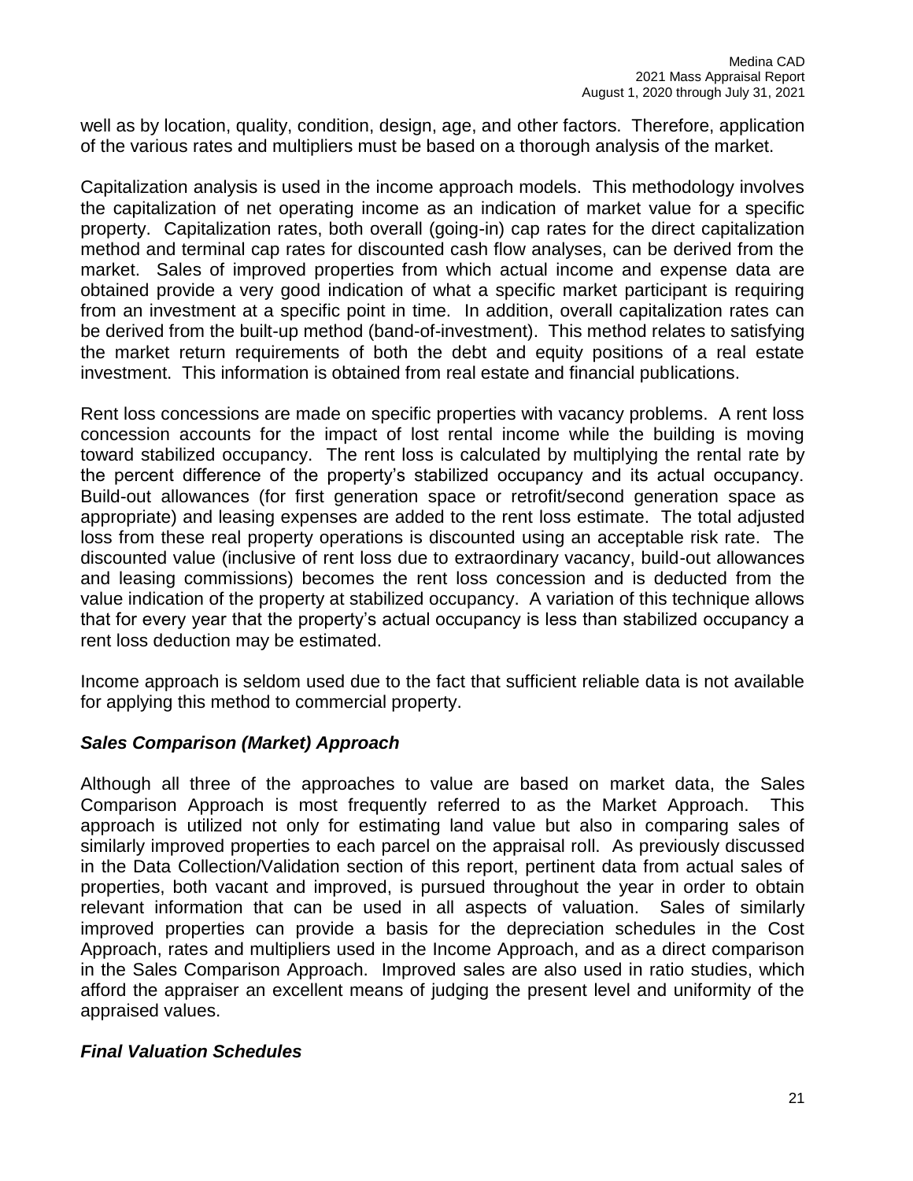well as by location, quality, condition, design, age, and other factors. Therefore, application of the various rates and multipliers must be based on a thorough analysis of the market.

Capitalization analysis is used in the income approach models. This methodology involves the capitalization of net operating income as an indication of market value for a specific property. Capitalization rates, both overall (going-in) cap rates for the direct capitalization method and terminal cap rates for discounted cash flow analyses, can be derived from the market. Sales of improved properties from which actual income and expense data are obtained provide a very good indication of what a specific market participant is requiring from an investment at a specific point in time. In addition, overall capitalization rates can be derived from the built-up method (band-of-investment). This method relates to satisfying the market return requirements of both the debt and equity positions of a real estate investment. This information is obtained from real estate and financial publications.

Rent loss concessions are made on specific properties with vacancy problems. A rent loss concession accounts for the impact of lost rental income while the building is moving toward stabilized occupancy. The rent loss is calculated by multiplying the rental rate by the percent difference of the property's stabilized occupancy and its actual occupancy. Build-out allowances (for first generation space or retrofit/second generation space as appropriate) and leasing expenses are added to the rent loss estimate. The total adjusted loss from these real property operations is discounted using an acceptable risk rate. The discounted value (inclusive of rent loss due to extraordinary vacancy, build-out allowances and leasing commissions) becomes the rent loss concession and is deducted from the value indication of the property at stabilized occupancy. A variation of this technique allows that for every year that the property's actual occupancy is less than stabilized occupancy a rent loss deduction may be estimated.

Income approach is seldom used due to the fact that sufficient reliable data is not available for applying this method to commercial property.

### *Sales Comparison (Market) Approach*

Although all three of the approaches to value are based on market data, the Sales Comparison Approach is most frequently referred to as the Market Approach. This approach is utilized not only for estimating land value but also in comparing sales of similarly improved properties to each parcel on the appraisal roll. As previously discussed in the Data Collection/Validation section of this report, pertinent data from actual sales of properties, both vacant and improved, is pursued throughout the year in order to obtain relevant information that can be used in all aspects of valuation. Sales of similarly improved properties can provide a basis for the depreciation schedules in the Cost Approach, rates and multipliers used in the Income Approach, and as a direct comparison in the Sales Comparison Approach. Improved sales are also used in ratio studies, which afford the appraiser an excellent means of judging the present level and uniformity of the appraised values.

### *Final Valuation Schedules*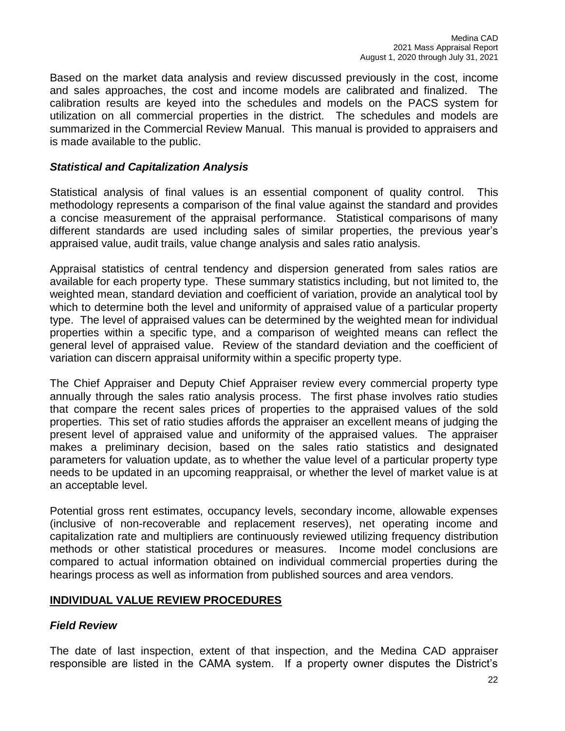Based on the market data analysis and review discussed previously in the cost, income and sales approaches, the cost and income models are calibrated and finalized. The calibration results are keyed into the schedules and models on the PACS system for utilization on all commercial properties in the district. The schedules and models are summarized in the Commercial Review Manual. This manual is provided to appraisers and is made available to the public.

### *Statistical and Capitalization Analysis*

Statistical analysis of final values is an essential component of quality control. This methodology represents a comparison of the final value against the standard and provides a concise measurement of the appraisal performance. Statistical comparisons of many different standards are used including sales of similar properties, the previous year's appraised value, audit trails, value change analysis and sales ratio analysis.

Appraisal statistics of central tendency and dispersion generated from sales ratios are available for each property type. These summary statistics including, but not limited to, the weighted mean, standard deviation and coefficient of variation, provide an analytical tool by which to determine both the level and uniformity of appraised value of a particular property type. The level of appraised values can be determined by the weighted mean for individual properties within a specific type, and a comparison of weighted means can reflect the general level of appraised value. Review of the standard deviation and the coefficient of variation can discern appraisal uniformity within a specific property type.

The Chief Appraiser and Deputy Chief Appraiser review every commercial property type annually through the sales ratio analysis process. The first phase involves ratio studies that compare the recent sales prices of properties to the appraised values of the sold properties. This set of ratio studies affords the appraiser an excellent means of judging the present level of appraised value and uniformity of the appraised values. The appraiser makes a preliminary decision, based on the sales ratio statistics and designated parameters for valuation update, as to whether the value level of a particular property type needs to be updated in an upcoming reappraisal, or whether the level of market value is at an acceptable level.

Potential gross rent estimates, occupancy levels, secondary income, allowable expenses (inclusive of non-recoverable and replacement reserves), net operating income and capitalization rate and multipliers are continuously reviewed utilizing frequency distribution methods or other statistical procedures or measures. Income model conclusions are compared to actual information obtained on individual commercial properties during the hearings process as well as information from published sources and area vendors.

## INDIVIDUAL VALUE REVIEW PROCEDURES

### *Field Review*

The date of last inspection, extent of that inspection, and the Medina CAD appraiser responsible are listed in the CAMA system. If a property owner disputes the District's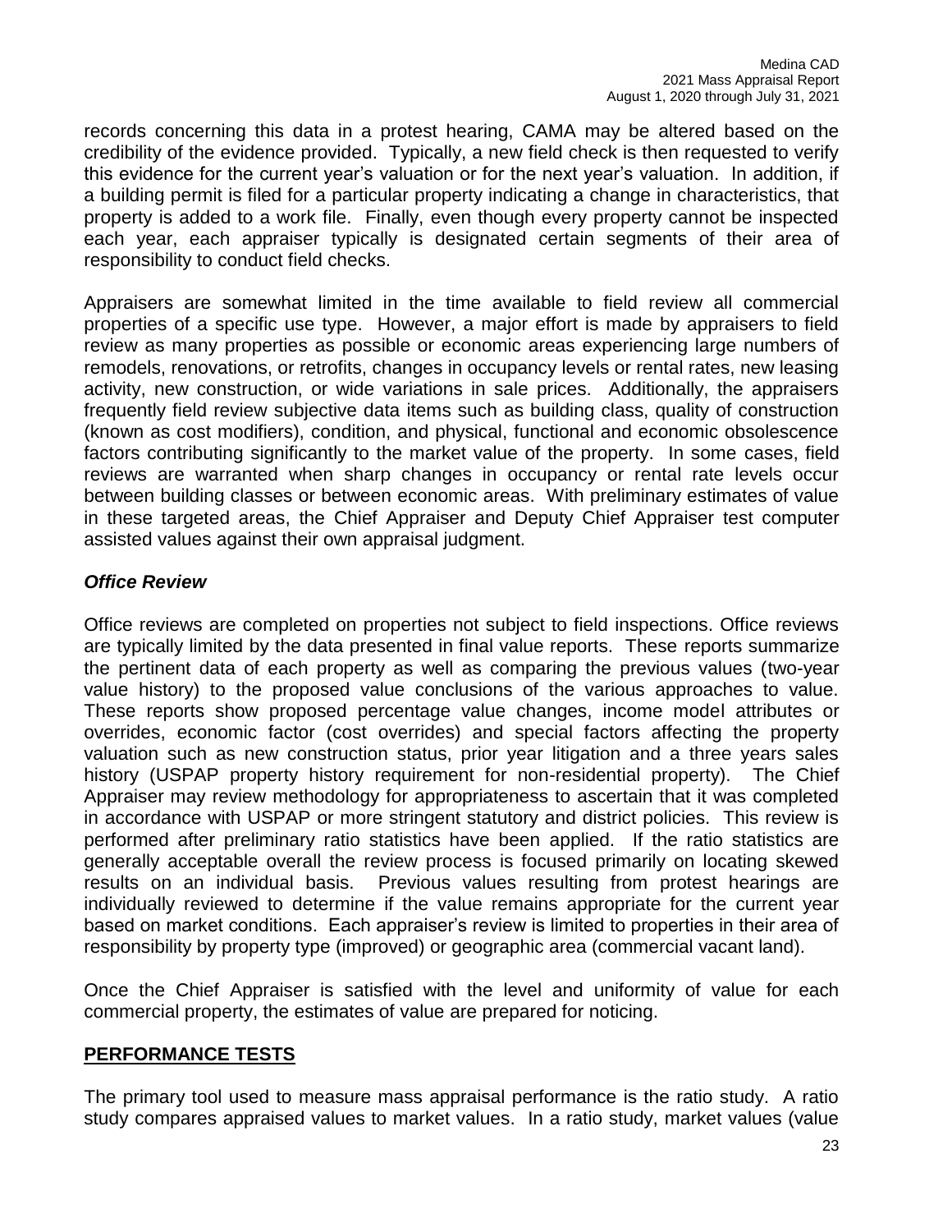records concerning this data in a protest hearing, CAMA may be altered based on the credibility of the evidence provided. Typically, a new field check is then requested to verify this evidence for the current year's valuation or for the next year's valuation. In addition, if a building permit is filed for a particular property indicating a change in characteristics, that property is added to a work file. Finally, even though every property cannot be inspected each year, each appraiser typically is designated certain segments of their area of responsibility to conduct field checks.

Appraisers are somewhat limited in the time available to field review all commercial properties of a specific use type. However, a major effort is made by appraisers to field review as many properties as possible or economic areas experiencing large numbers of remodels, renovations, or retrofits, changes in occupancy levels or rental rates, new leasing activity, new construction, or wide variations in sale prices. Additionally, the appraisers frequently field review subjective data items such as building class, quality of construction (known as cost modifiers), condition, and physical, functional and economic obsolescence factors contributing significantly to the market value of the property. In some cases, field reviews are warranted when sharp changes in occupancy or rental rate levels occur between building classes or between economic areas. With preliminary estimates of value in these targeted areas, the Chief Appraiser and Deputy Chief Appraiser test computer assisted values against their own appraisal judgment.

### *Office Review*

Office reviews are completed on properties not subject to field inspections. Office reviews are typically limited by the data presented in final value reports. These reports summarize the pertinent data of each property as well as comparing the previous values (two-year value history) to the proposed value conclusions of the various approaches to value. These reports show proposed percentage value changes, income model attributes or overrides, economic factor (cost overrides) and special factors affecting the property valuation such as new construction status, prior year litigation and a three years sales history (USPAP property history requirement for non-residential property). The Chief Appraiser may review methodology for appropriateness to ascertain that it was completed in accordance with USPAP or more stringent statutory and district policies. This review is performed after preliminary ratio statistics have been applied. If the ratio statistics are generally acceptable overall the review process is focused primarily on locating skewed results on an individual basis. Previous values resulting from protest hearings are individually reviewed to determine if the value remains appropriate for the current year based on market conditions. Each appraiser's review is limited to properties in their area of responsibility by property type (improved) or geographic area (commercial vacant land).

Once the Chief Appraiser is satisfied with the level and uniformity of value for each commercial property, the estimates of value are prepared for noticing.

## PERFORMANCE TESTS

The primary tool used to measure mass appraisal performance is the ratio study. A ratio study compares appraised values to market values. In a ratio study, market values (value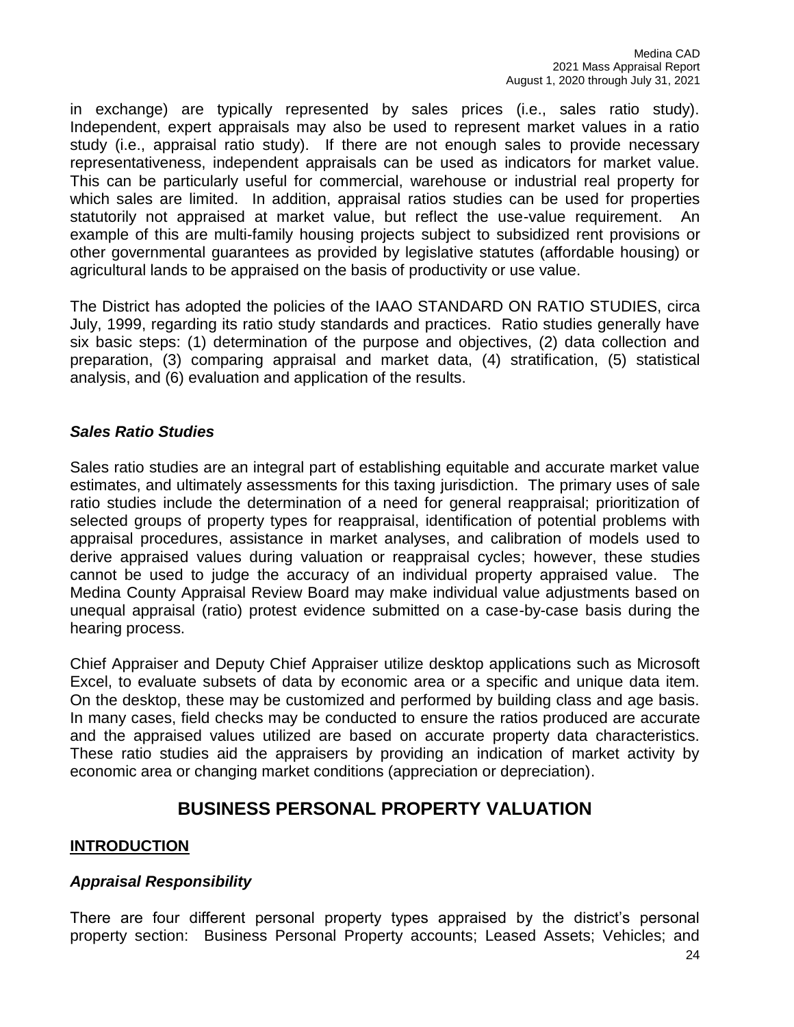in exchange) are typically represented by sales prices (i.e., sales ratio study). Independent, expert appraisals may also be used to represent market values in a ratio study (i.e., appraisal ratio study). If there are not enough sales to provide necessary representativeness, independent appraisals can be used as indicators for market value. This can be particularly useful for commercial, warehouse or industrial real property for which sales are limited. In addition, appraisal ratios studies can be used for properties statutorily not appraised at market value, but reflect the use-value requirement. An example of this are multi-family housing projects subject to subsidized rent provisions or other governmental guarantees as provided by legislative statutes (affordable housing) or agricultural lands to be appraised on the basis of productivity or use value.

The District has adopted the policies of the IAAO STANDARD ON RATIO STUDIES, circa July, 1999, regarding its ratio study standards and practices. Ratio studies generally have six basic steps: (1) determination of the purpose and objectives, (2) data collection and preparation, (3) comparing appraisal and market data, (4) stratification, (5) statistical analysis, and (6) evaluation and application of the results.

### *Sales Ratio Studies*

Sales ratio studies are an integral part of establishing equitable and accurate market value estimates, and ultimately assessments for this taxing jurisdiction. The primary uses of sale ratio studies include the determination of a need for general reappraisal; prioritization of selected groups of property types for reappraisal, identification of potential problems with appraisal procedures, assistance in market analyses, and calibration of models used to derive appraised values during valuation or reappraisal cycles; however, these studies cannot be used to judge the accuracy of an individual property appraised value. The Medina County Appraisal Review Board may make individual value adjustments based on unequal appraisal (ratio) protest evidence submitted on a case-by-case basis during the hearing process.

Chief Appraiser and Deputy Chief Appraiser utilize desktop applications such as Microsoft Excel, to evaluate subsets of data by economic area or a specific and unique data item. On the desktop, these may be customized and performed by building class and age basis. In many cases, field checks may be conducted to ensure the ratios produced are accurate and the appraised values utilized are based on accurate property data characteristics. These ratio studies aid the appraisers by providing an indication of market activity by economic area or changing market conditions (appreciation or depreciation).

## BUSINESS PERSONAL PROPERTY VALUATION

**INTRODUCTION**

### *Appraisal Responsibility*

There are four different personal property types appraised by the district's personal property section: Business Personal Property accounts; Leased Assets; Vehicles; and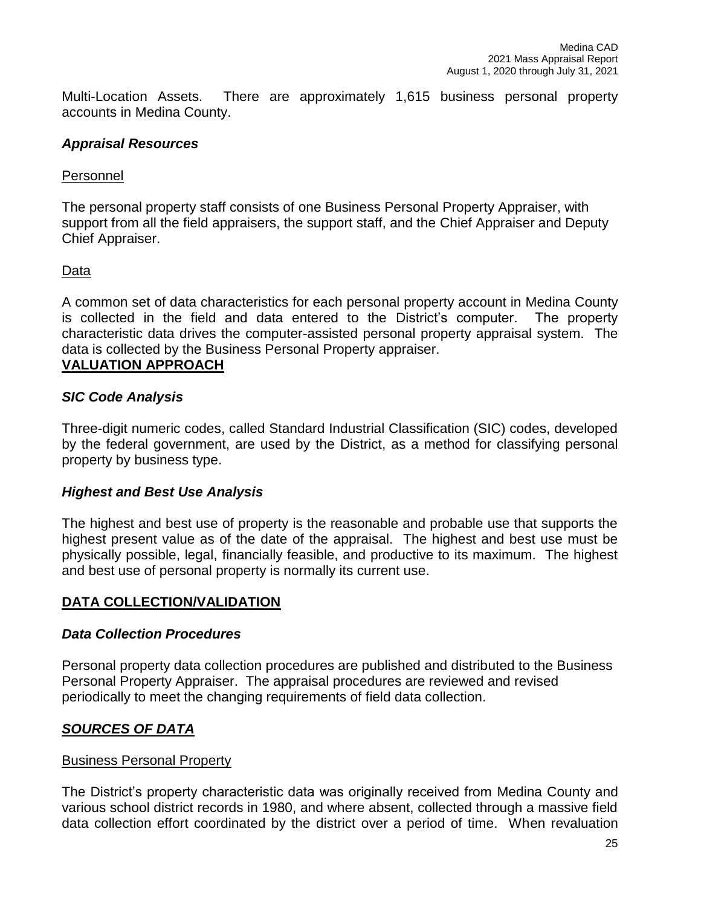Multi-Location Assets. There are approximately 1,615 business personal property accounts in Medina County.

### *Appraisal Resources*

Personnel

The personal property staff consists of one Business Personal Property Appraiser, with support from all the field appraisers, the support staff, and the Chief Appraiser and Deputy Chief Appraiser.

Data

A common set of data characteristics for each personal property account in Medina County is collected in the field and data entered to the District's computer. The property characteristic data drives the computer-assisted personal property appraisal system. The data is collected by the Business Personal Property appraiser.

## VALUATION APPROACH

### *SIC Code Analysis*

Three-digit numeric codes, called Standard Industrial Classification (SIC) codes, developed by the federal government, are used by the District, as a method for classifying personal property by business type.

### *Highest and Best Use Analysis*

The highest and best use of property is the reasonable and probable use that supports the highest present value as of the date of the appraisal. The highest and best use must be physically possible, legal, financially feasible, and productive to its maximum. The highest and best use of personal property is normally its current use.

## DATA COLLECTION/VALIDATION

### *Data Collection Procedures*

Personal property data collection procedures are published and distributed to the Business Personal Property Appraiser. The appraisal procedures are reviewed and revised periodically to meet the changing requirements of field data collection.

### *SOURCES OF DATA*

Business Personal Property

The District's property characteristic data was originally received from Medina County and various school district records in 1980, and where absent, collected through a massive field data collection effort coordinated by the district over a period of time. When revaluation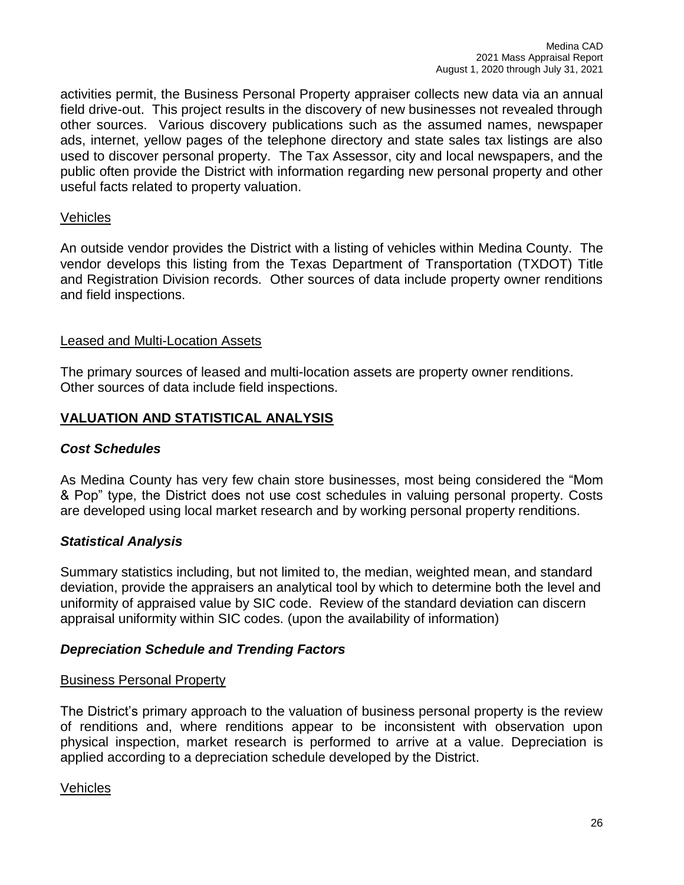activities permit, the Business Personal Property appraiser collects new data via an annual field drive-out. This project results in the discovery of new businesses not revealed through other sources. Various discovery publications such as the assumed names, newspaper ads, internet, yellow pages of the telephone directory and state sales tax listings are also used to discover personal property. The Tax Assessor, city and local newspapers, and the public often provide the District with information regarding new personal property and other useful facts related to property valuation.

Vehicles

An outside vendor provides the District with a listing of vehicles within Medina County. The vendor develops this listing from the Texas Department of Transportation (TXDOT) Title and Registration Division records. Other sources of data include property owner renditions and field inspections.

Leased and Multi-Location Assets

The primary sources of leased and multi-location assets are property owner renditions. Other sources of data include field inspections.

## VALUATION AND STATISTICAL ANALYSIS

### *Cost Schedules*

As Medina County has very few chain store businesses, most being considered the "Mom & Pop" type, the District does not use cost schedules in valuing personal property. Costs are developed using local market research and by working personal property renditions.

### *Statistical Analysis*

Summary statistics including, but not limited to, the median, weighted mean, and standard deviation, provide the appraisers an analytical tool by which to determine both the level and uniformity of appraised value by SIC code. Review of the standard deviation can discern appraisal uniformity within SIC codes. (upon the availability of information)

### *Depreciation Schedule and Trending Factors*

Business Personal Property

The District's primary approach to the valuation of business personal property is the review of renditions and, where renditions appear to be inconsistent with observation upon physical inspection, market research is performed to arrive at a value. Depreciation is applied according to a depreciation schedule developed by the District.

Vehicles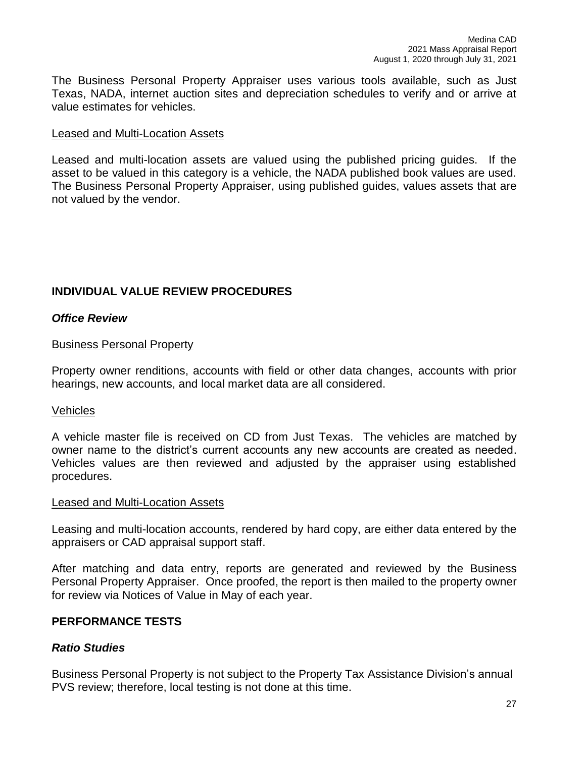The Business Personal Property Appraiser uses various tools available, such as Just Texas, NADA, internet auction sites and depreciation schedules to verify and or arrive at value estimates for vehicles.

Leased and Multi-Location Assets

Leased and multi-location assets are valued using the published pricing guides. If the asset to be valued in this category is a vehicle, the NADA published book values are used. The Business Personal Property Appraiser, using published guides, values assets that are not valued by the vendor.

## INDIVIDUAL VALUE REVIEW PROCEDURES

### *Office Review*

Business Personal Property

Property owner renditions, accounts with field or other data changes, accounts with prior hearings, new accounts, and local market data are all considered.

Vehicles

A vehicle master file is received on CD from Just Texas. The vehicles are matched by owner name to the district's current accounts any new accounts are created as needed. Vehicles values are then reviewed and adjusted by the appraiser using established procedures.

Leased and Multi-Location Assets

Leasing and multi-location accounts, rendered by hard copy, are either data entered by the appraisers or CAD appraisal support staff.

After matching and data entry, reports are generated and reviewed by the Business Personal Property Appraiser. Once proofed, the report is then mailed to the property owner for review via Notices of Value in May of each year.

## PERFORMANCE TESTS

### *Ratio Studies*

Business Personal Property is not subject to the Property Tax Assistance Division's annual PVS review; therefore, local testing is not done at this time.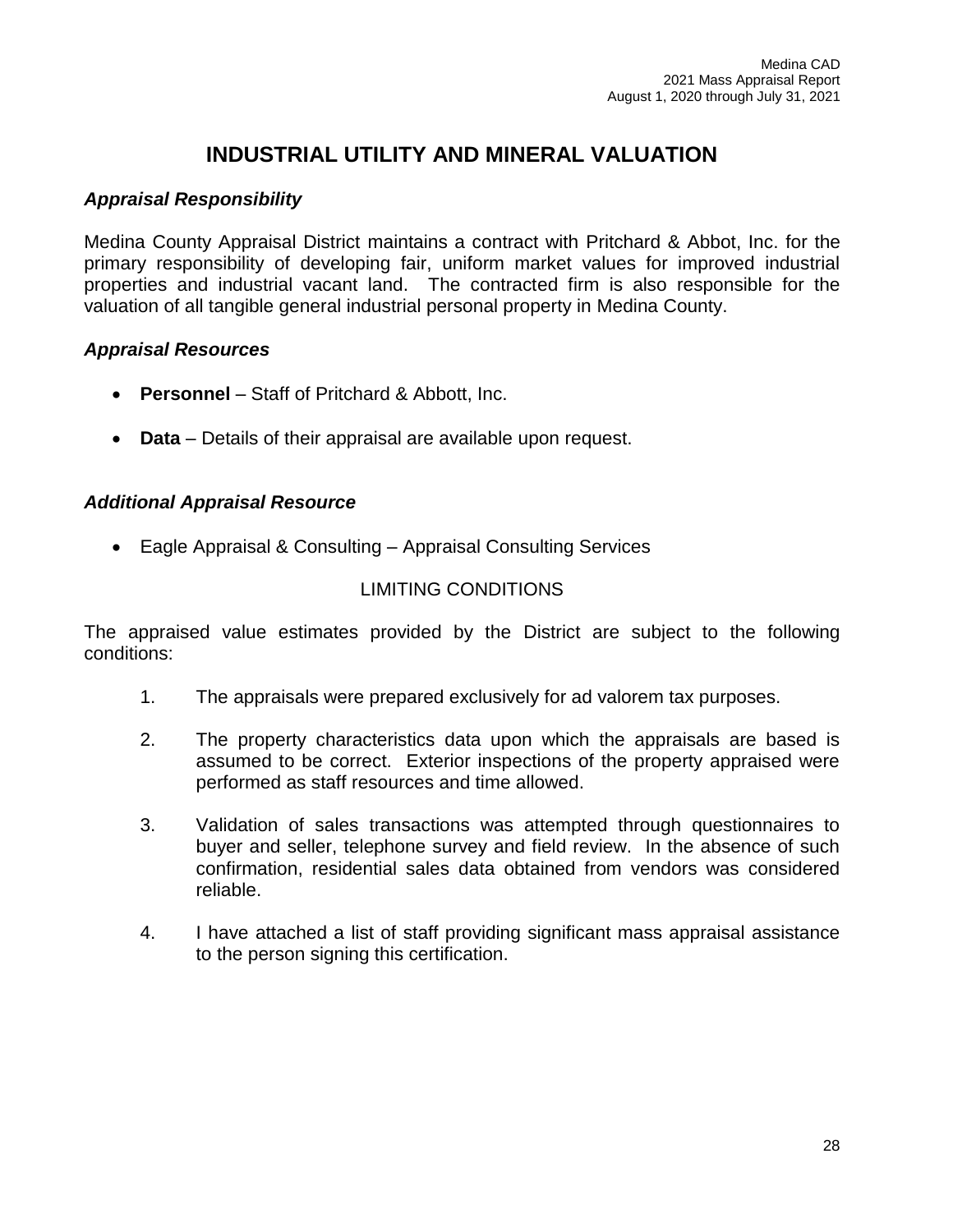# INDUSTRIAL UTILITY AND MINERAL VALUATION

### *Appraisal Responsibility*

Medina County Appraisal District maintains a contract with Pritchard & Abbot, Inc. for the primary responsibility of developing fair, uniform market values for improved industrial properties and industrial vacant land. The contracted firm is also responsible for the valuation of all tangible general industrial personal property in Medina County.

### *Appraisal Resources*

- **Personnel** – Staff of Pritchard & Abbott, Inc.
- **Data** – Details of their appraisal are available upon request.

### *Additional Appraisal Resource*

- Eagle Appraisal & Consulting – Appraisal Consulting Services

LIMITING CONDITIONS

The appraised value estimates provided by the District are subject to the following conditions:

1. The appraisals were prepared exclusively for ad valorem tax purposes.
2. The property characteristics data upon which the appraisals are based is assumed to be correct. Exterior inspections of the property appraised were performed as staff resources and time allowed.
3. Validation of sales transactions was attempted through questionnaires to buyer and seller, telephone survey and field review. In the absence of such confirmation, residential sales data obtained from vendors was considered reliable.
4. I have attached a list of staff providing significant mass appraisal assistance to the person signing this certification.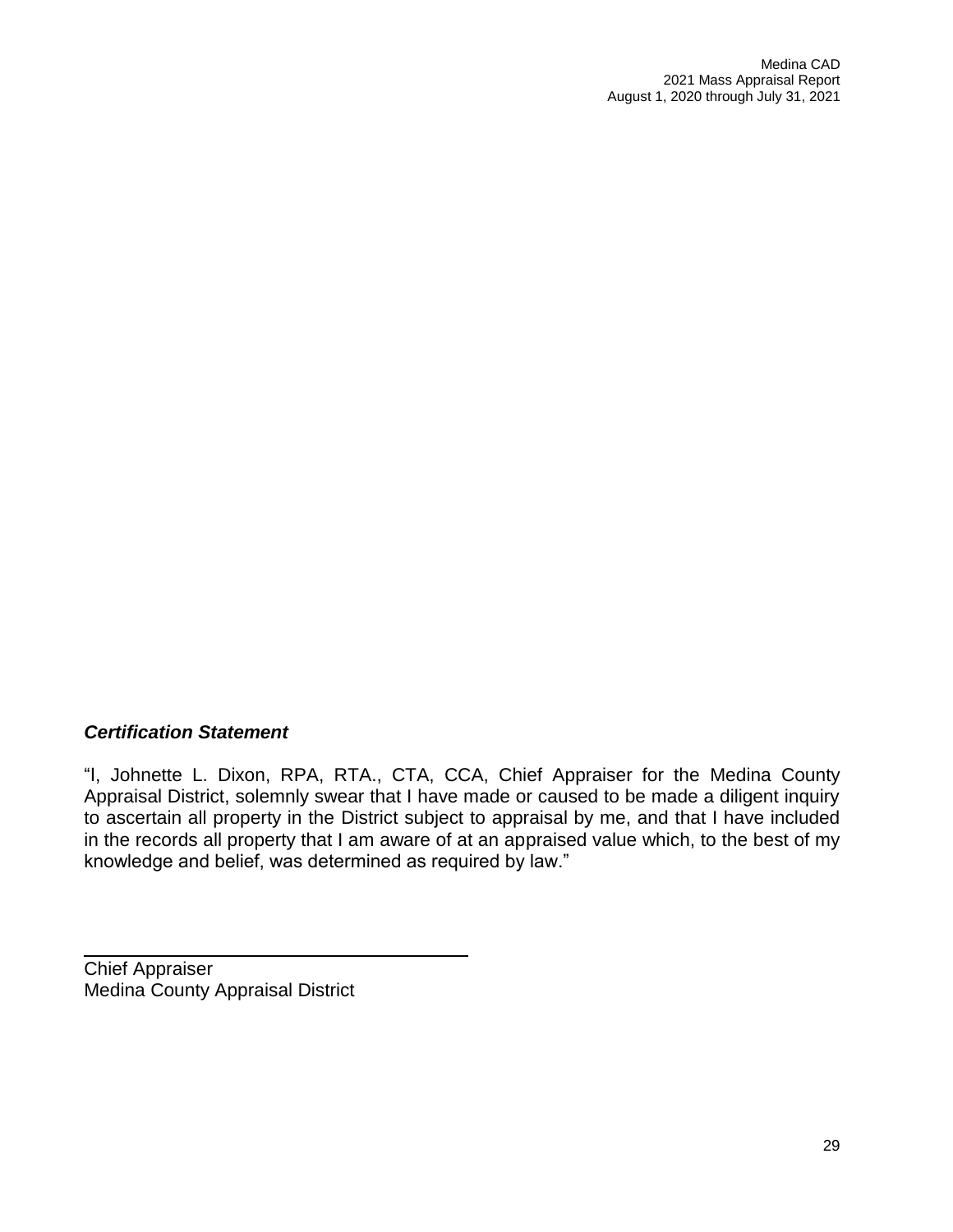***Certification Statement***

"I, Johnette L. Dixon, RPA, RTA., CTA, CCA, Chief Appraiser for the Medina County Appraisal District, solemnly swear that I have made or caused to be made a diligent inquiry to ascertain all property in the District subject to appraisal by me, and that I have included in the records all property that I am aware of at an appraised value which, to the best of my knowledge and belief, was determined as required by law."

Chief Appraiser
Medina County Appraisal District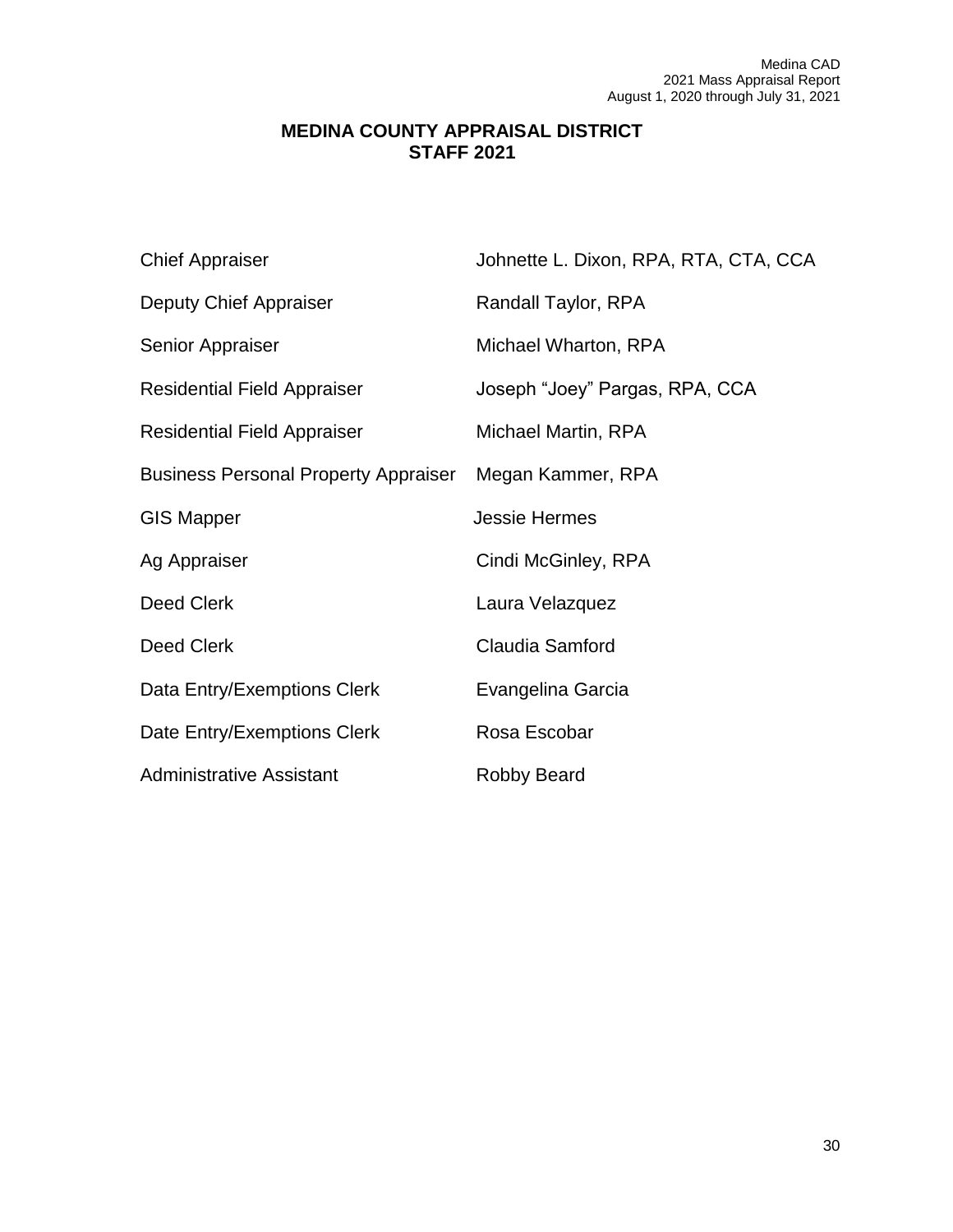# MEDINA COUNTY APPRAISAL DISTRICT
# STAFF 2021

| | |
|---|---|
| Chief Appraiser | Johnette L. Dixon, RPA, RTA, CTA, CCA |
| Deputy Chief Appraiser | Randall Taylor, RPA |
| Senior Appraiser | Michael Wharton, RPA |
| Residential Field Appraiser | Joseph “Joey” Pargas, RPA, CCA |
| Residential Field Appraiser | Michael Martin, RPA |
| Business Personal Property Appraiser | Megan Kammer, RPA |
| GIS Mapper | Jessie Hermes |
| Ag Appraiser | Cindi McGinley, RPA |
| Deed Clerk | Laura Velazquez |
| Deed Clerk | Claudia Samford |
| Data Entry/Exemptions Clerk | Evangelina Garcia |
| Date Entry/Exemptions Clerk | Rosa Escobar |
| Administrative Assistant | Robby Beard |